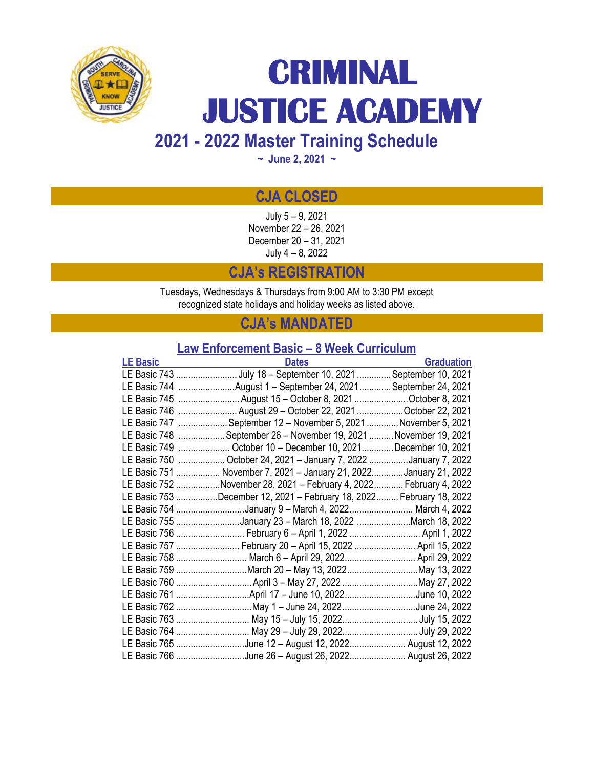# CRIMINAL JUSTICE ACADEMY

## 2021 - 2022 Master Training Schedule

~ June 2, 2021 ~

## CJA CLOSED

July 5 – 9, 2021
November 22 – 26, 2021
December 20 – 31, 2021
July 4 – 8, 2022

## CJA's REGISTRATION

Tuesdays, Wednesdays & Thursdays from 9:00 AM to 3:30 PM except recognized state holidays and holiday weeks as listed above.

## CJA's MANDATED

### Law Enforcement Basic – 8 Week Curriculum

| LE Basic | Dates | Graduation |
|---|---|---|
| LE Basic 743 | July 18 – September 10, 2021 | September 10, 2021 |
| LE Basic 744 | August 1 – September 24, 2021 | September 24, 2021 |
| LE Basic 745 | August 15 – October 8, 2021 | October 8, 2021 |
| LE Basic 746 | August 29 – October 22, 2021 | October 22, 2021 |
| LE Basic 747 | September 12 – November 5, 2021 | November 5, 2021 |
| LE Basic 748 | September 26 – November 19, 2021 | November 19, 2021 |
| LE Basic 749 | October 10 – December 10, 2021 | December 10, 2021 |
| LE Basic 750 | October 24, 2021 – January 7, 2022 | January 7, 2022 |
| LE Basic 751 | November 7, 2021 – January 21, 2022 | January 21, 2022 |
| LE Basic 752 | November 28, 2021 – February 4, 2022 | February 4, 2022 |
| LE Basic 753 | December 12, 2021 – February 18, 2022 | February 18, 2022 |
| LE Basic 754 | January 9 – March 4, 2022 | March 4, 2022 |
| LE Basic 755 | January 23 – March 18, 2022 | March 18, 2022 |
| LE Basic 756 | February 6 – April 1, 2022 | April 1, 2022 |
| LE Basic 757 | February 20 – April 15, 2022 | April 15, 2022 |
| LE Basic 758 | March 6 – April 29, 2022 | April 29, 2022 |
| LE Basic 759 | March 20 – May 13, 2022 | May 13, 2022 |
| LE Basic 760 | April 3 – May 27, 2022 | May 27, 2022 |
| LE Basic 761 | April 17 – June 10, 2022 | June 10, 2022 |
| LE Basic 762 | May 1 – June 24, 2022 | June 24, 2022 |
| LE Basic 763 | May 15 – July 15, 2022 | July 15, 2022 |
| LE Basic 764 | May 29 – July 29, 2022 | July 29, 2022 |
| LE Basic 765 | June 12 – August 12, 2022 | August 12, 2022 |
| LE Basic 766 | June 26 – August 26, 2022 | August 26, 2022 |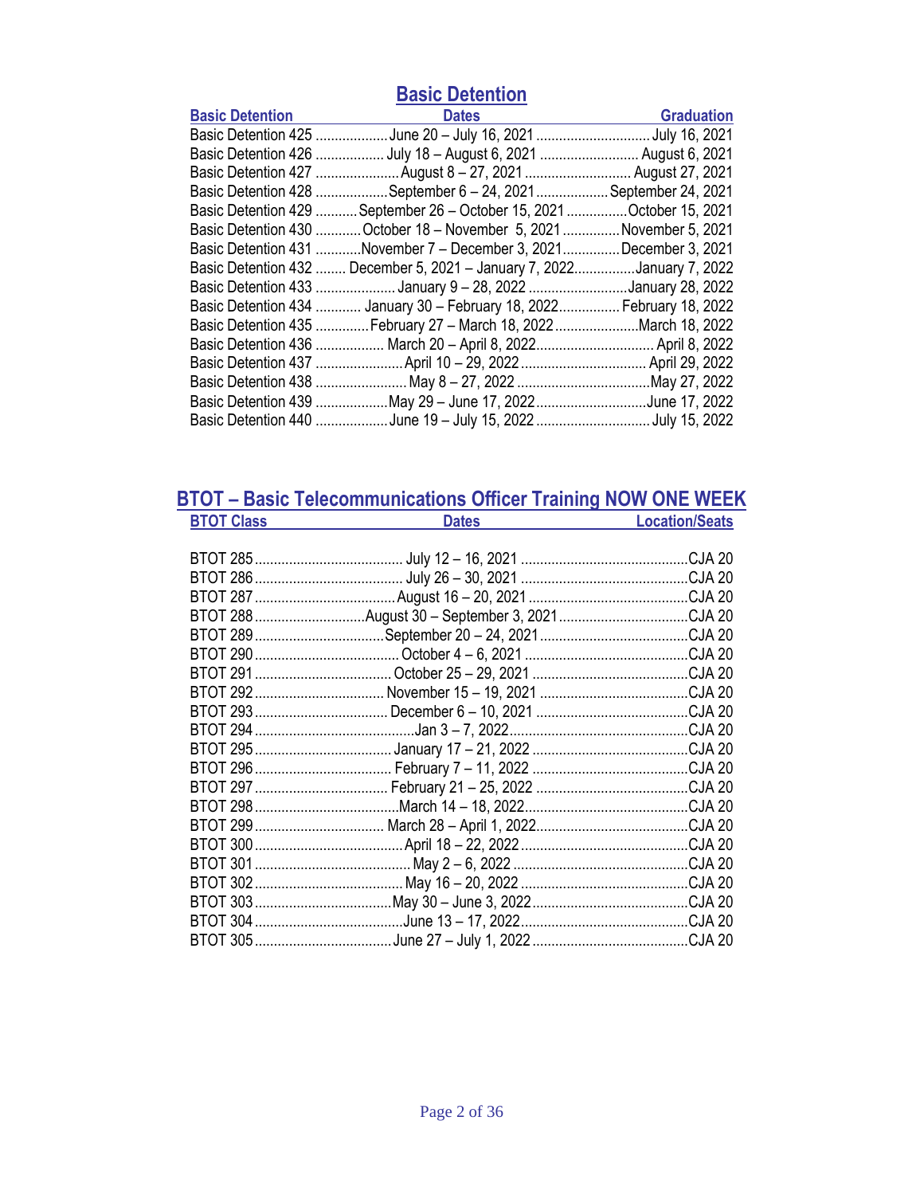## Basic Detention

| Basic Detention | Dates | Graduation |
|---|---|---|
| Basic Detention 425 | June 20 – July 16, 2021 | July 16, 2021 |
| Basic Detention 426 | July 18 – August 6, 2021 | August 6, 2021 |
| Basic Detention 427 | August 8 – 27, 2021 | August 27, 2021 |
| Basic Detention 428 | September 6 – 24, 2021 | September 24, 2021 |
| Basic Detention 429 | September 26 – October 15, 2021 | October 15, 2021 |
| Basic Detention 430 | October 18 – November 5, 2021 | November 5, 2021 |
| Basic Detention 431 | November 7 – December 3, 2021 | December 3, 2021 |
| Basic Detention 432 | December 5, 2021 – January 7, 2022 | January 7, 2022 |
| Basic Detention 433 | January 9 – 28, 2022 | January 28, 2022 |
| Basic Detention 434 | January 30 – February 18, 2022 | February 18, 2022 |
| Basic Detention 435 | February 27 – March 18, 2022 | March 18, 2022 |
| Basic Detention 436 | March 20 – April 8, 2022 | April 8, 2022 |
| Basic Detention 437 | April 10 – 29, 2022 | April 29, 2022 |
| Basic Detention 438 | May 8 – 27, 2022 | May 27, 2022 |
| Basic Detention 439 | May 29 – June 17, 2022 | June 17, 2022 |
| Basic Detention 440 | June 19 – July 15, 2022 | July 15, 2022 |

## BTOT – Basic Telecommunications Officer Training NOW ONE WEEK

| BTOT Class | Dates | Location/Seats |
|---|---|---|
| BTOT 285 | July 12 – 16, 2021 | CJA 20 |
| BTOT 286 | July 26 – 30, 2021 | CJA 20 |
| BTOT 287 | August 16 – 20, 2021 | CJA 20 |
| BTOT 288 | August 30 – September 3, 2021 | CJA 20 |
| BTOT 289 | September 20 – 24, 2021 | CJA 20 |
| BTOT 290 | October 4 – 6, 2021 | CJA 20 |
| BTOT 291 | October 25 – 29, 2021 | CJA 20 |
| BTOT 292 | November 15 – 19, 2021 | CJA 20 |
| BTOT 293 | December 6 – 10, 2021 | CJA 20 |
| BTOT 294 | Jan 3 – 7, 2022 | CJA 20 |
| BTOT 295 | January 17 – 21, 2022 | CJA 20 |
| BTOT 296 | February 7 – 11, 2022 | CJA 20 |
| BTOT 297 | February 21 – 25, 2022 | CJA 20 |
| BTOT 298 | March 14 – 18, 2022 | CJA 20 |
| BTOT 299 | March 28 – April 1, 2022 | CJA 20 |
| BTOT 300 | April 18 – 22, 2022 | CJA 20 |
| BTOT 301 | May 2 – 6, 2022 | CJA 20 |
| BTOT 302 | May 16 – 20, 2022 | CJA 20 |
| BTOT 303 | May 30 – June 3, 2022 | CJA 20 |
| BTOT 304 | June 13 – 17, 2022 | CJA 20 |
| BTOT 305 | June 27 – July 1, 2022 | CJA 20 |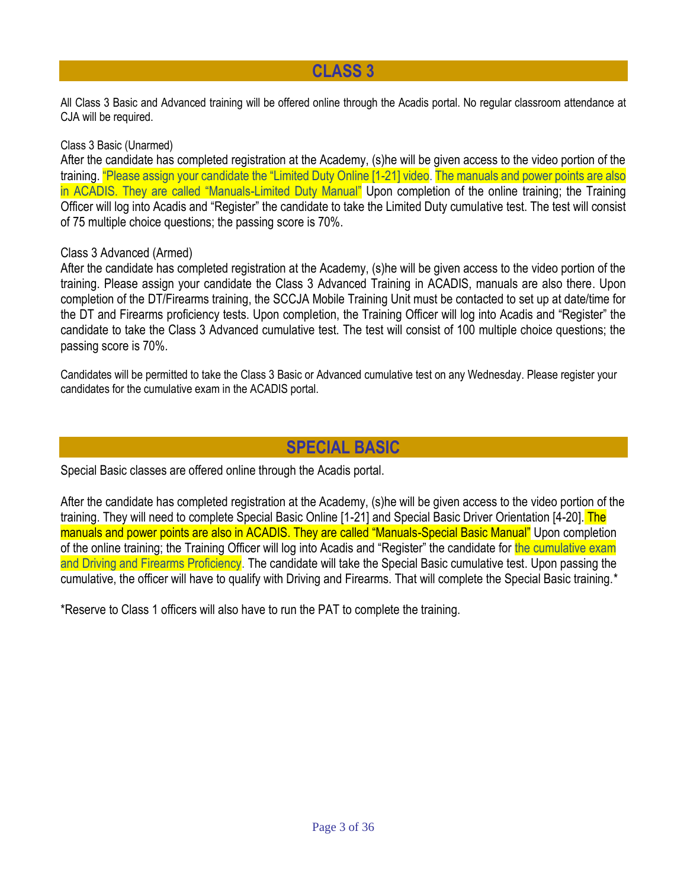## CLASS 3

All Class 3 Basic and Advanced training will be offered online through the Acadis portal. No regular classroom attendance at CJA will be required.

Class 3 Basic (Unarmed)

After the candidate has completed registration at the Academy, (s)he will be given access to the video portion of the training. "Please assign your candidate the "Limited Duty Online [1-21] video. The manuals and power points are also in ACADIS. They are called "Manuals-Limited Duty Manual" Upon completion of the online training; the Training Officer will log into Acadis and "Register" the candidate to take the Limited Duty cumulative test. The test will consist of 75 multiple choice questions; the passing score is 70%.

Class 3 Advanced (Armed)

After the candidate has completed registration at the Academy, (s)he will be given access to the video portion of the training. Please assign your candidate the Class 3 Advanced Training in ACADIS, manuals are also there. Upon completion of the DT/Firearms training, the SCCJA Mobile Training Unit must be contacted to set up at date/time for the DT and Firearms proficiency tests. Upon completion, the Training Officer will log into Acadis and "Register" the candidate to take the Class 3 Advanced cumulative test. The test will consist of 100 multiple choice questions; the passing score is 70%.

Candidates will be permitted to take the Class 3 Basic or Advanced cumulative test on any Wednesday. Please register your candidates for the cumulative exam in the ACADIS portal.

## SPECIAL BASIC

Special Basic classes are offered online through the Acadis portal.

After the candidate has completed registration at the Academy, (s)he will be given access to the video portion of the training. They will need to complete Special Basic Online [1-21] and Special Basic Driver Orientation [4-20]. The manuals and power points are also in ACADIS. They are called "Manuals-Special Basic Manual" Upon completion of the online training; the Training Officer will log into Acadis and "Register" the candidate for the cumulative exam and Driving and Firearms Proficiency. The candidate will take the Special Basic cumulative test. Upon passing the cumulative, the officer will have to qualify with Driving and Firearms. That will complete the Special Basic training.*

*Reserve to Class 1 officers will also have to run the PAT to complete the training.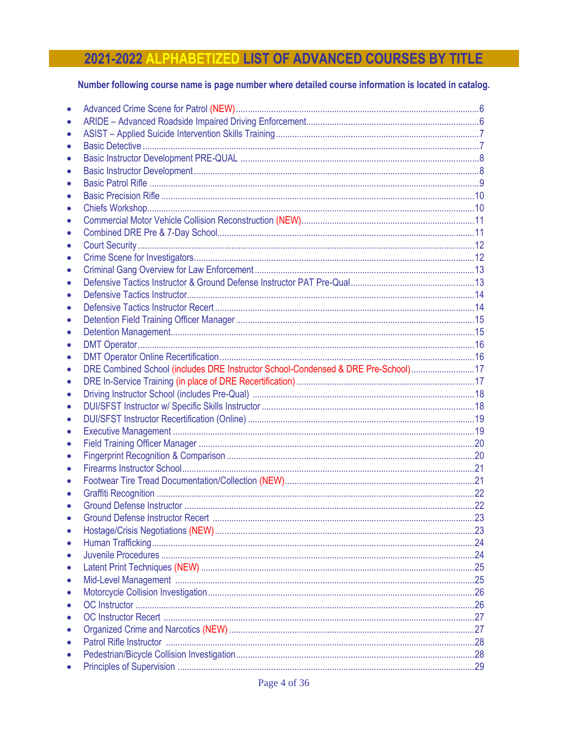# 2021-2022 ALPHABETIZED LIST OF ADVANCED COURSES BY TITLE

**Number following course name is page number where detailed course information is located in catalog.**

- Advanced Crime Scene for Patrol (NEW) ....................................................6
- ARIDE – Advanced Roadside Impaired Driving Enforcement..............................6
- ASIST – Applied Suicide Intervention Skills Training.......................................7
- Basic Detective ..............................................................................7
- Basic Instructor Development PRE-QUAL .....................................................8
- Basic Instructor Development ..................................................................8
- Basic Patrol Rifle .............................................................................9
- Basic Precision Rifle ..........................................................................10
- Chiefs Workshop..............................................................................10
- Commercial Motor Vehicle Collision Reconstruction (NEW)..............................11
- Combined DRE Pre & 7-Day School...........................................................11
- Court Security ...............................................................................12
- Crime Scene for Investigators...............................................................12
- Criminal Gang Overview for Law Enforcement..............................................13
- Defensive Tactics Instructor & Ground Defense Instructor PAT Pre-Qual..................13
- Defensive Tactics Instructor..................................................................14
- Defensive Tactics Instructor Recert...........................................................14
- Detention Field Training Officer Manager.....................................................15
- Detention Management.........................................................................15
- DMT Operator...................................................................................16
- DMT Operator Online Recertification..........................................................16
- DRE Combined School (includes DRE Instructor School-Condensed & DRE Pre-School)...........17
- DRE In-Service Training (in place of DRE Recertification) ..................................17
- Driving Instructor School (includes Pre-Qual) ..............................................18
- DUI/SFST Instructor w/ Specific Skills Instructor ..........................................18
- DUI/SFST Instructor Recertification (Online) ................................................19
- Executive Management ........................................................................19
- Field Training Officer Manager ..............................................................20
- Fingerprint Recognition & Comparison .......................................................20
- Firearms Instructor School.....................................................................21
- Footwear Tire Tread Documentation/Collection (NEW)......................................21
- Graffiti Recognition ............................................................................22
- Ground Defense Instructor ....................................................................22
- Ground Defense Instructor Recert ............................................................23
- Hostage/Crisis Negotiations (NEW)............................................................23
- Human Trafficking..............................................................................24
- Juvenile Procedures ...........................................................................24
- Latent Print Techniques (NEW) ...............................................................25
- Mid-Level Management .........................................................................25
- Motorcycle Collision Investigation.............................................................26
- OC Instructor ...................................................................................26
- OC Instructor Recert ...........................................................................27
- Organized Crime and Narcotics (NEW) ......................................................27
- Patrol Rifle Instructor .........................................................................28
- Pedestrian/Bicycle Collision Investigation.....................................................28
- Principles of Supervision .....................................................................29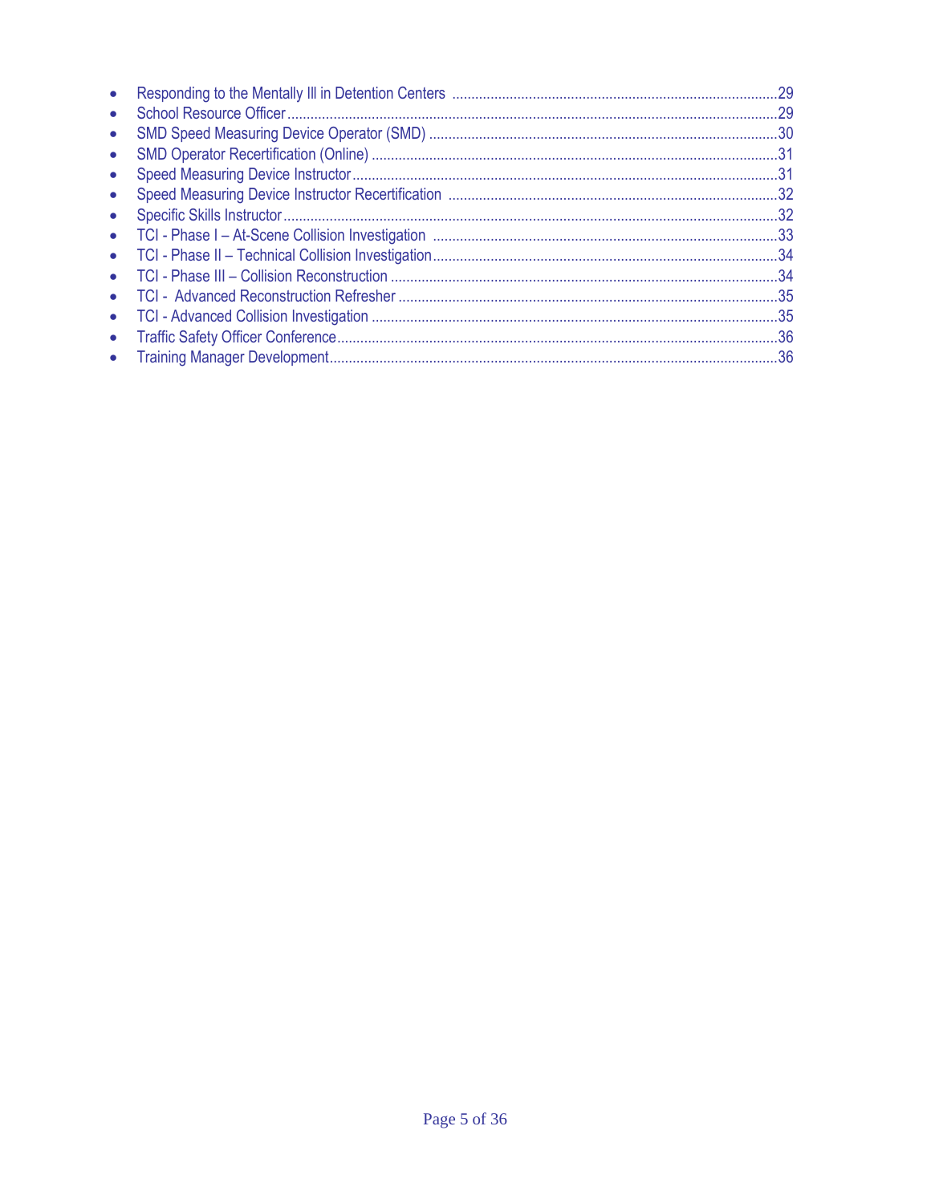- Responding to the Mentally Ill in Detention Centers ....................................................29
- School Resource Officer ....................................................29
- SMD Speed Measuring Device Operator (SMD) ....................................................30
- SMD Operator Recertification (Online) ....................................................31
- Speed Measuring Device Instructor ....................................................31
- Speed Measuring Device Instructor Recertification ....................................................32
- Specific Skills Instructor ....................................................32
- TCI - Phase I – At-Scene Collision Investigation ....................................................33
- TCI - Phase II – Technical Collision Investigation ....................................................34
- TCI - Phase III – Collision Reconstruction ....................................................34
- TCI - Advanced Reconstruction Refresher ....................................................35
- TCI - Advanced Collision Investigation ....................................................35
- Traffic Safety Officer Conference ....................................................36
- Training Manager Development ....................................................36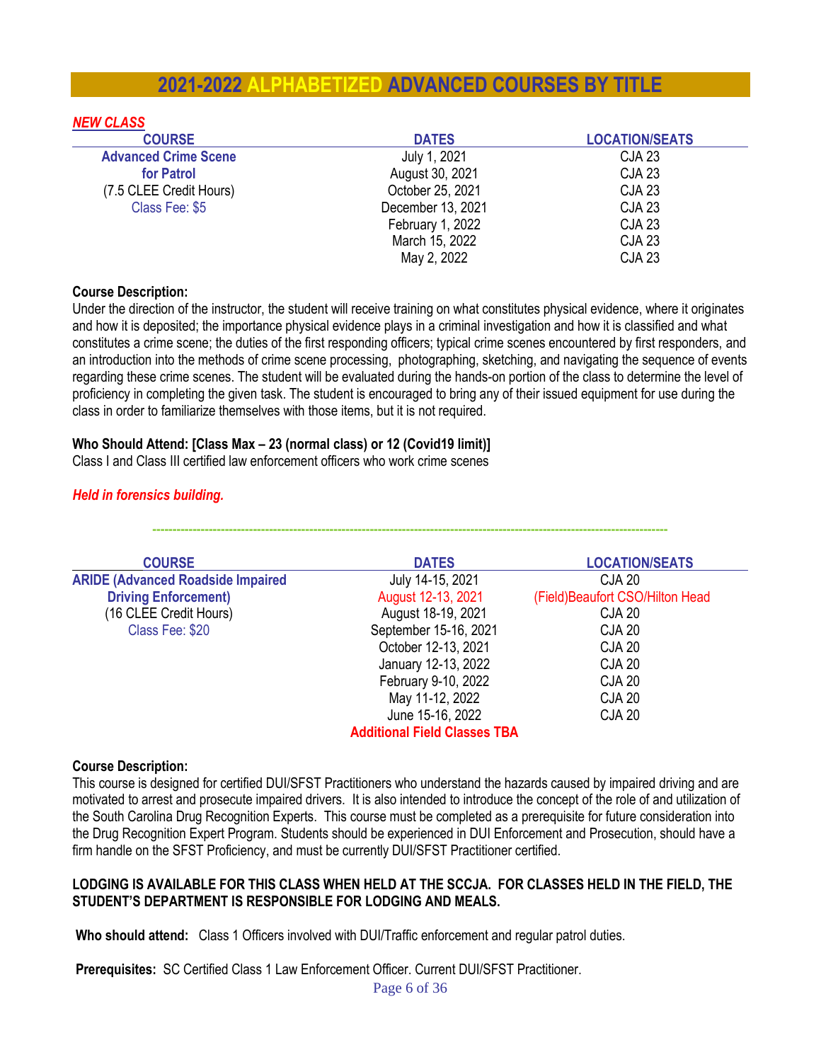# 2021-2022 ALPHABETIZED ADVANCED COURSES BY TITLE

***NEW CLASS***

| COURSE | DATES | LOCATION/SEATS |
|---|---|---|
| **Advanced Crime Scene for Patrol** | July 1, 2021 | CJA 23 |
| (7.5 CLEE Credit Hours) | August 30, 2021 | CJA 23 |
| Class Fee: $5 | October 25, 2021 | CJA 23 |
| | December 13, 2021 | CJA 23 |
| | February 1, 2022 | CJA 23 |
| | March 15, 2022 | CJA 23 |
| | May 2, 2022 | CJA 23 |

**Course Description:**
Under the direction of the instructor, the student will receive training on what constitutes physical evidence, where it originates and how it is deposited; the importance physical evidence plays in a criminal investigation and how it is classified and what constitutes a crime scene; the duties of the first responding officers; typical crime scenes encountered by first responders, and an introduction into the methods of crime scene processing, photographing, sketching, and navigating the sequence of events regarding these crime scenes. The student will be evaluated during the hands-on portion of the class to determine the level of proficiency in completing the given task. The student is encouraged to bring any of their issued equipment for use during the class in order to familiarize themselves with those items, but it is not required.

**Who Should Attend: [Class Max – 23 (normal class) or 12 (Covid19 limit)]**
Class I and Class III certified law enforcement officers who work crime scenes

***Held in forensics building.***

---

| COURSE | DATES | LOCATION/SEATS |
|---|---|---|
| **ARIDE (Advanced Roadside Impaired Driving Enforcement)** | July 14-15, 2021 | CJA 20 |
| (16 CLEE Credit Hours) | August 12-13, 2021 | (Field)Beaufort CSO/Hilton Head |
| Class Fee: $20 | August 18-19, 2021 | CJA 20 |
| | September 15-16, 2021 | CJA 20 |
| | October 12-13, 2021 | CJA 20 |
| | January 12-13, 2022 | CJA 20 |
| | February 9-10, 2022 | CJA 20 |
| | May 11-12, 2022 | CJA 20 |
| | June 15-16, 2022 | CJA 20 |
| | **Additional Field Classes TBA** | |

**Course Description:**
This course is designed for certified DUI/SFST Practitioners who understand the hazards caused by impaired driving and are motivated to arrest and prosecute impaired drivers. It is also intended to introduce the concept of the role of and utilization of the South Carolina Drug Recognition Experts. This course must be completed as a prerequisite for future consideration into the Drug Recognition Expert Program. Students should be experienced in DUI Enforcement and Prosecution, should have a firm handle on the SFST Proficiency, and must be currently DUI/SFST Practitioner certified.

**LODGING IS AVAILABLE FOR THIS CLASS WHEN HELD AT THE SCCJA. FOR CLASSES HELD IN THE FIELD, THE STUDENT'S DEPARTMENT IS RESPONSIBLE FOR LODGING AND MEALS.**

**Who should attend:** Class 1 Officers involved with DUI/Traffic enforcement and regular patrol duties.

**Prerequisites:** SC Certified Class 1 Law Enforcement Officer. Current DUI/SFST Practitioner.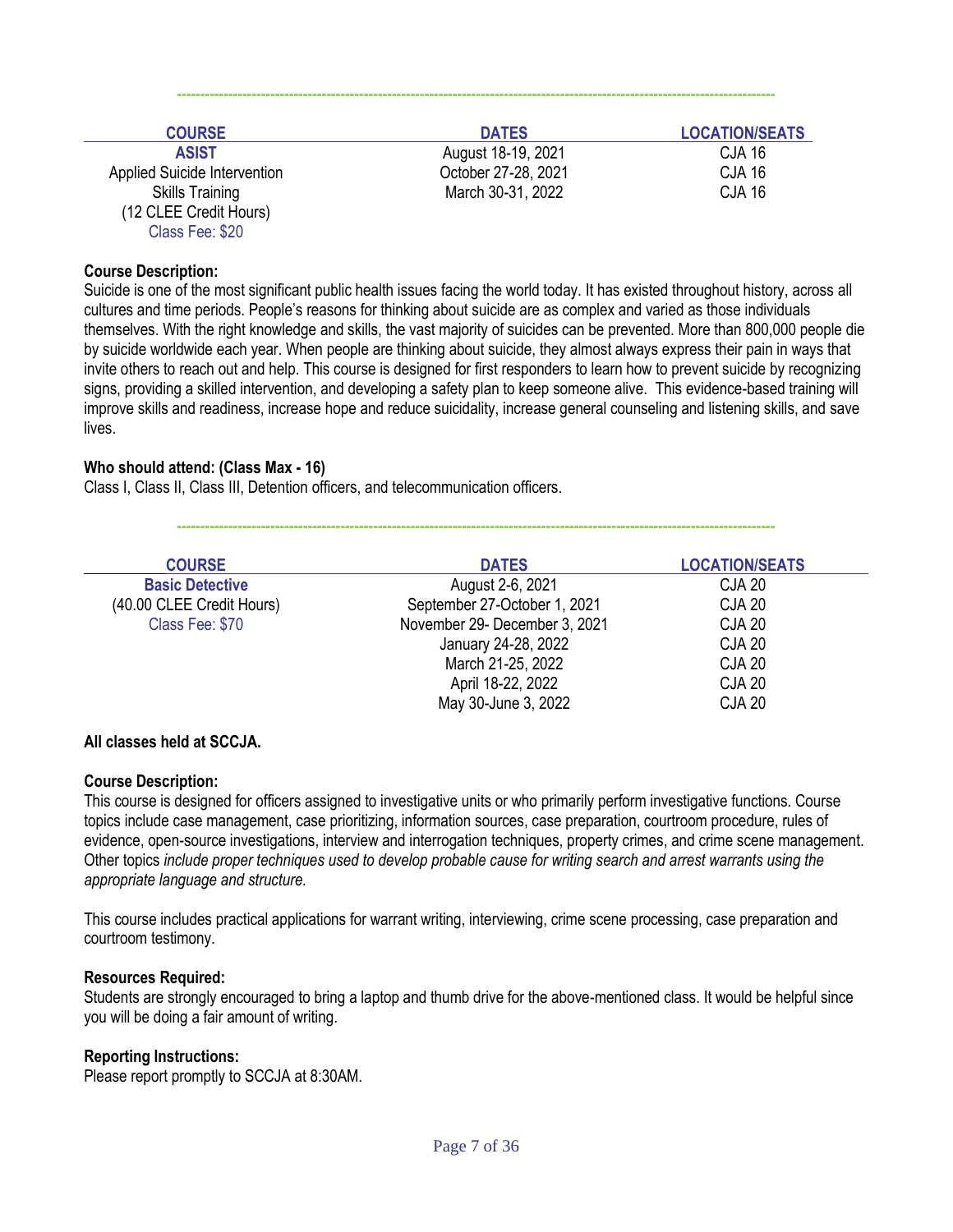---

| COURSE | DATES | LOCATION/SEATS |
|---|---|---|
| **ASIST** | August 18-19, 2021 | CJA 16 |
| Applied Suicide Intervention | October 27-28, 2021 | CJA 16 |
| Skills Training | March 30-31, 2022 | CJA 16 |
| (12 CLEE Credit Hours) | | |
| Class Fee: $20 | | |

**Course Description:**
Suicide is one of the most significant public health issues facing the world today. It has existed throughout history, across all cultures and time periods. People's reasons for thinking about suicide are as complex and varied as those individuals themselves. With the right knowledge and skills, the vast majority of suicides can be prevented. More than 800,000 people die by suicide worldwide each year. When people are thinking about suicide, they almost always express their pain in ways that invite others to reach out and help. This course is designed for first responders to learn how to prevent suicide by recognizing signs, providing a skilled intervention, and developing a safety plan to keep someone alive. This evidence-based training will improve skills and readiness, increase hope and reduce suicidality, increase general counseling and listening skills, and save lives.

**Who should attend: (Class Max - 16)**
Class I, Class II, Class III, Detention officers, and telecommunication officers.

---

| COURSE | DATES | LOCATION/SEATS |
|---|---|---|
| **Basic Detective** | August 2-6, 2021 | CJA 20 |
| (40.00 CLEE Credit Hours) | September 27-October 1, 2021 | CJA 20 |
| Class Fee: $70 | November 29- December 3, 2021 | CJA 20 |
| | January 24-28, 2022 | CJA 20 |
| | March 21-25, 2022 | CJA 20 |
| | April 18-22, 2022 | CJA 20 |
| | May 30-June 3, 2022 | CJA 20 |

**All classes held at SCCJA.**

**Course Description:**
This course is designed for officers assigned to investigative units or who primarily perform investigative functions. Course topics include case management, case prioritizing, information sources, case preparation, courtroom procedure, rules of evidence, open-source investigations, interview and interrogation techniques, property crimes, and crime scene management. Other topics *include proper techniques used to develop probable cause for writing search and arrest warrants using the appropriate language and structure.*

This course includes practical applications for warrant writing, interviewing, crime scene processing, case preparation and courtroom testimony.

**Resources Required:**
Students are strongly encouraged to bring a laptop and thumb drive for the above-mentioned class. It would be helpful since you will be doing a fair amount of writing.

**Reporting Instructions:**
Please report promptly to SCCJA at 8:30AM.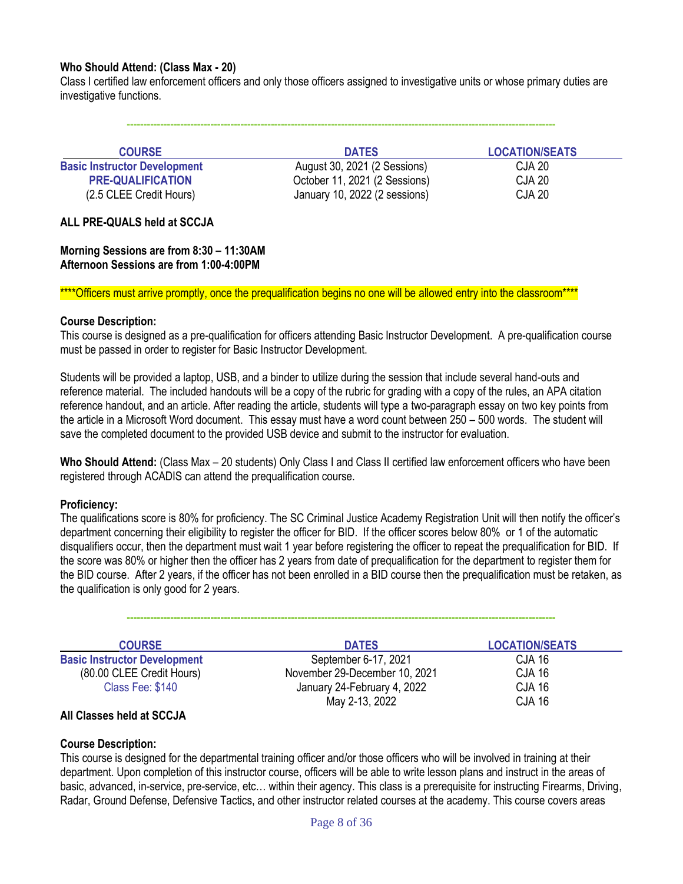**Who Should Attend: (Class Max - 20)**
Class I certified law enforcement officers and only those officers assigned to investigative units or whose primary duties are investigative functions.

---

| COURSE | DATES | LOCATION/SEATS |
|---|---|---|
| **Basic Instructor Development** | August 30, 2021 (2 Sessions) | CJA 20 |
| **PRE-QUALIFICATION** | October 11, 2021 (2 Sessions) | CJA 20 |
| (2.5 CLEE Credit Hours) | January 10, 2022 (2 sessions) | CJA 20 |

**ALL PRE-QUALS held at SCCJA**

**Morning Sessions are from 8:30 – 11:30AM**
**Afternoon Sessions are from 1:00-4:00PM**

****Officers must arrive promptly, once the prequalification begins no one will be allowed entry into the classroom****

**Course Description:**
This course is designed as a pre-qualification for officers attending Basic Instructor Development. A pre-qualification course must be passed in order to register for Basic Instructor Development.

Students will be provided a laptop, USB, and a binder to utilize during the session that include several hand-outs and reference material. The included handouts will be a copy of the rubric for grading with a copy of the rules, an APA citation reference handout, and an article. After reading the article, students will type a two-paragraph essay on two key points from the article in a Microsoft Word document. This essay must have a word count between 250 – 500 words. The student will save the completed document to the provided USB device and submit to the instructor for evaluation.

**Who Should Attend:** (Class Max – 20 students) Only Class I and Class II certified law enforcement officers who have been registered through ACADIS can attend the prequalification course.

**Proficiency:**
The qualifications score is 80% for proficiency. The SC Criminal Justice Academy Registration Unit will then notify the officer's department concerning their eligibility to register the officer for BID. If the officer scores below 80% or 1 of the automatic disqualifiers occur, then the department must wait 1 year before registering the officer to repeat the prequalification for BID. If the score was 80% or higher then the officer has 2 years from date of prequalification for the department to register them for the BID course. After 2 years, if the officer has not been enrolled in a BID course then the prequalification must be retaken, as the qualification is only good for 2 years.

---

| COURSE | DATES | LOCATION/SEATS |
|---|---|---|
| **Basic Instructor Development** | September 6-17, 2021 | CJA 16 |
| (80.00 CLEE Credit Hours) | November 29-December 10, 2021 | CJA 16 |
| Class Fee: $140 | January 24-February 4, 2022 | CJA 16 |
| | May 2-13, 2022 | CJA 16 |

**All Classes held at SCCJA**

**Course Description:**
This course is designed for the departmental training officer and/or those officers who will be involved in training at their department. Upon completion of this instructor course, officers will be able to write lesson plans and instruct in the areas of basic, advanced, in-service, pre-service, etc… within their agency. This class is a prerequisite for instructing Firearms, Driving, Radar, Ground Defense, Defensive Tactics, and other instructor related courses at the academy. This course covers areas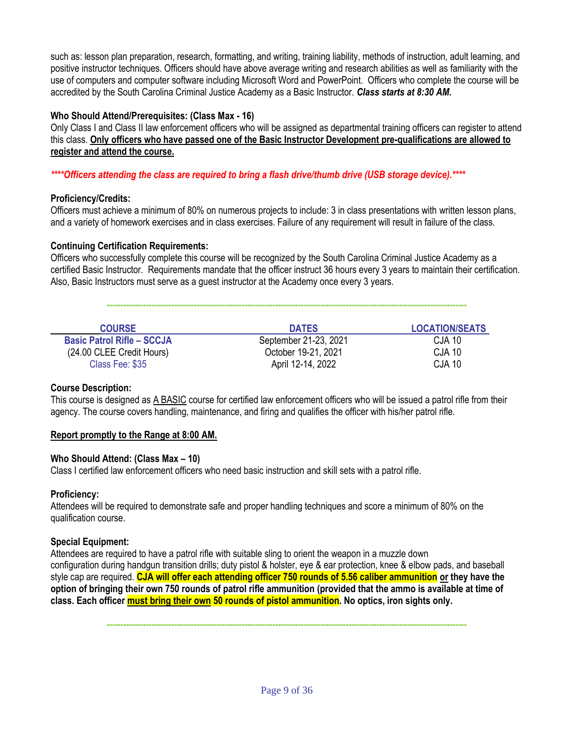such as: lesson plan preparation, research, formatting, and writing, training liability, methods of instruction, adult learning, and positive instructor techniques. Officers should have above average writing and research abilities as well as familiarity with the use of computers and computer software including Microsoft Word and PowerPoint. Officers who complete the course will be accredited by the South Carolina Criminal Justice Academy as a Basic Instructor. ***Class starts at 8:30 AM.***

**Who Should Attend/Prerequisites: (Class Max - 16)**
Only Class I and Class II law enforcement officers who will be assigned as departmental training officers can register to attend this class. **Only officers who have passed one of the Basic Instructor Development pre-qualifications are allowed to register and attend the course.**

***\*\*\*\*Officers attending the class are required to bring a flash drive/thumb drive (USB storage device).\*\*\*\****

**Proficiency/Credits:**
Officers must achieve a minimum of 80% on numerous projects to include: 3 in class presentations with written lesson plans, and a variety of homework exercises and in class exercises. Failure of any requirement will result in failure of the class.

**Continuing Certification Requirements:**
Officers who successfully complete this course will be recognized by the South Carolina Criminal Justice Academy as a certified Basic Instructor. Requirements mandate that the officer instruct 36 hours every 3 years to maintain their certification. Also, Basic Instructors must serve as a guest instructor at the Academy once every 3 years.

---

| COURSE | DATES | LOCATION/SEATS |
|---|---|---|
| **Basic Patrol Rifle – SCCJA** | September 21-23, 2021 | CJA 10 |
| (24.00 CLEE Credit Hours) | October 19-21, 2021 | CJA 10 |
| Class Fee: $35 | April 12-14, 2022 | CJA 10 |

**Course Description:**
This course is designed as A BASIC course for certified law enforcement officers who will be issued a patrol rifle from their agency. The course covers handling, maintenance, and firing and qualifies the officer with his/her patrol rifle.

**Report promptly to the Range at 8:00 AM.**

**Who Should Attend: (Class Max – 10)**
Class I certified law enforcement officers who need basic instruction and skill sets with a patrol rifle.

**Proficiency:**
Attendees will be required to demonstrate safe and proper handling techniques and score a minimum of 80% on the qualification course.

**Special Equipment:**
Attendees are required to have a patrol rifle with suitable sling to orient the weapon in a muzzle down configuration during handgun transition drills; duty pistol & holster, eye & ear protection, knee & elbow pads, and baseball style cap are required. **CJA will offer each attending officer 750 rounds of 5.56 caliber ammunition or they have the option of bringing their own 750 rounds of patrol rifle ammunition (provided that the ammo is available at time of class. Each officer must bring their own 50 rounds of pistol ammunition. No optics, iron sights only.**

---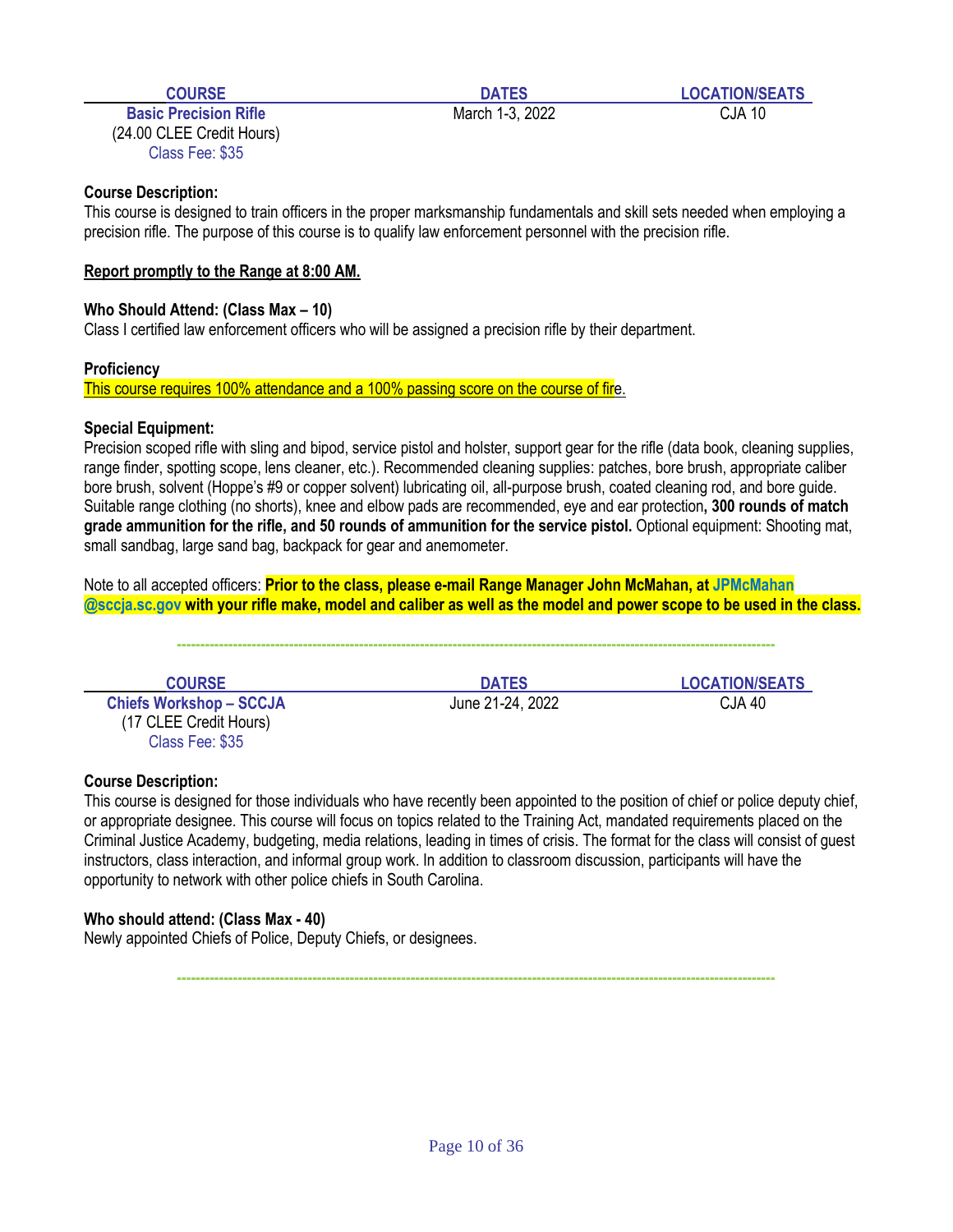| COURSE | DATES | LOCATION/SEATS |
|---|---|---|
| **Basic Precision Rifle**<br>(24.00 CLEE Credit Hours)<br>Class Fee: $35 | March 1-3, 2022 | CJA 10 |

**Course Description:**
This course is designed to train officers in the proper marksmanship fundamentals and skill sets needed when employing a precision rifle. The purpose of this course is to qualify law enforcement personnel with the precision rifle.

**Report promptly to the Range at 8:00 AM.**

**Who Should Attend: (Class Max – 10)**
Class I certified law enforcement officers who will be assigned a precision rifle by their department.

**Proficiency**
This course requires 100% attendance and a 100% passing score on the course of fire.

**Special Equipment:**
Precision scoped rifle with sling and bipod, service pistol and holster, support gear for the rifle (data book, cleaning supplies, range finder, spotting scope, lens cleaner, etc.). Recommended cleaning supplies: patches, bore brush, appropriate caliber bore brush, solvent (Hoppe's #9 or copper solvent) lubricating oil, all-purpose brush, coated cleaning rod, and bore guide. Suitable range clothing (no shorts), knee and elbow pads are recommended, eye and ear protection**, 300 rounds of match grade ammunition for the rifle, and 50 rounds of ammunition for the service pistol.** Optional equipment: Shooting mat, small sandbag, large sand bag, backpack for gear and anemometer.

Note to all accepted officers: **Prior to the class, please e-mail Range Manager John McMahan, at JPMcMahan @sccja.sc.gov with your rifle make, model and caliber as well as the model and power scope to be used in the class.**

---

| COURSE | DATES | LOCATION/SEATS |
|---|---|---|
| **Chiefs Workshop – SCCJA**<br>(17 CLEE Credit Hours)<br>Class Fee: $35 | June 21-24, 2022 | CJA 40 |

**Course Description:**
This course is designed for those individuals who have recently been appointed to the position of chief or police deputy chief, or appropriate designee. This course will focus on topics related to the Training Act, mandated requirements placed on the Criminal Justice Academy, budgeting, media relations, leading in times of crisis. The format for the class will consist of guest instructors, class interaction, and informal group work. In addition to classroom discussion, participants will have the opportunity to network with other police chiefs in South Carolina.

**Who should attend: (Class Max - 40)**
Newly appointed Chiefs of Police, Deputy Chiefs, or designees.

---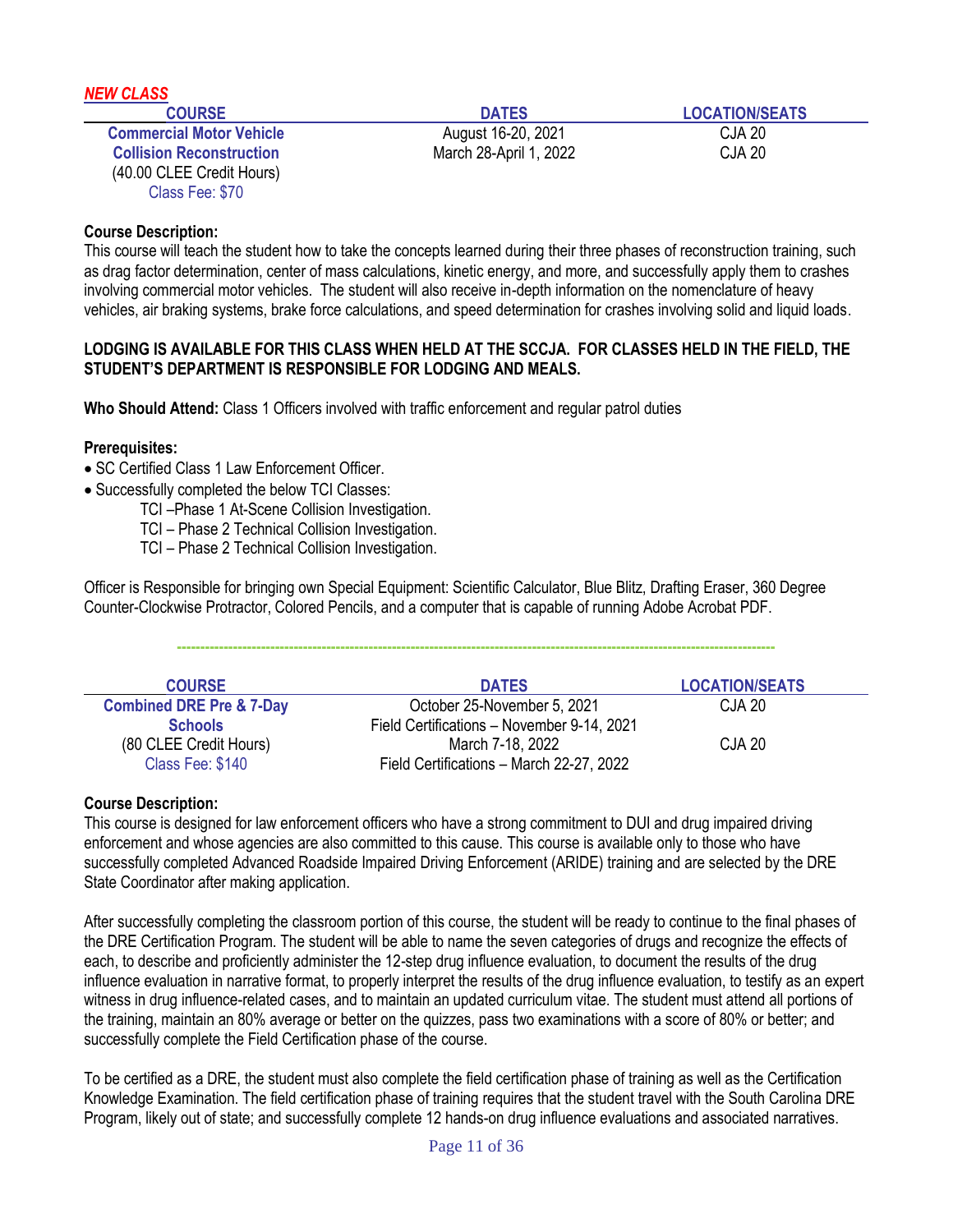*NEW CLASS*

| COURSE | DATES | LOCATION/SEATS |
|---|---|---|
| **Commercial Motor Vehicle Collision Reconstruction** (40.00 CLEE Credit Hours) Class Fee: $70 | August 16-20, 2021 | CJA 20 |
| | March 28-April 1, 2022 | CJA 20 |

**Course Description:**
This course will teach the student how to take the concepts learned during their three phases of reconstruction training, such as drag factor determination, center of mass calculations, kinetic energy, and more, and successfully apply them to crashes involving commercial motor vehicles. The student will also receive in-depth information on the nomenclature of heavy vehicles, air braking systems, brake force calculations, and speed determination for crashes involving solid and liquid loads.

**LODGING IS AVAILABLE FOR THIS CLASS WHEN HELD AT THE SCCJA. FOR CLASSES HELD IN THE FIELD, THE STUDENT'S DEPARTMENT IS RESPONSIBLE FOR LODGING AND MEALS.**

**Who Should Attend:** Class 1 Officers involved with traffic enforcement and regular patrol duties

**Prerequisites:**
- SC Certified Class 1 Law Enforcement Officer.
- Successfully completed the below TCI Classes:
  - TCI –Phase 1 At-Scene Collision Investigation.
  - TCI – Phase 2 Technical Collision Investigation.
  - TCI – Phase 2 Technical Collision Investigation.

Officer is Responsible for bringing own Special Equipment: Scientific Calculator, Blue Blitz, Drafting Eraser, 360 Degree Counter-Clockwise Protractor, Colored Pencils, and a computer that is capable of running Adobe Acrobat PDF.

---

| COURSE | DATES | LOCATION/SEATS |
|---|---|---|
| **Combined DRE Pre & 7-Day Schools** (80 CLEE Credit Hours) Class Fee: $140 | October 25-November 5, 2021<br>Field Certifications – November 9-14, 2021 | CJA 20 |
| | March 7-18, 2022<br>Field Certifications – March 22-27, 2022 | CJA 20 |

**Course Description:**
This course is designed for law enforcement officers who have a strong commitment to DUI and drug impaired driving enforcement and whose agencies are also committed to this cause. This course is available only to those who have successfully completed Advanced Roadside Impaired Driving Enforcement (ARIDE) training and are selected by the DRE State Coordinator after making application.

After successfully completing the classroom portion of this course, the student will be ready to continue to the final phases of the DRE Certification Program. The student will be able to name the seven categories of drugs and recognize the effects of each, to describe and proficiently administer the 12-step drug influence evaluation, to document the results of the drug influence evaluation in narrative format, to properly interpret the results of the drug influence evaluation, to testify as an expert witness in drug influence-related cases, and to maintain an updated curriculum vitae. The student must attend all portions of the training, maintain an 80% average or better on the quizzes, pass two examinations with a score of 80% or better; and successfully complete the Field Certification phase of the course.

To be certified as a DRE, the student must also complete the field certification phase of training as well as the Certification Knowledge Examination. The field certification phase of training requires that the student travel with the South Carolina DRE Program, likely out of state; and successfully complete 12 hands-on drug influence evaluations and associated narratives.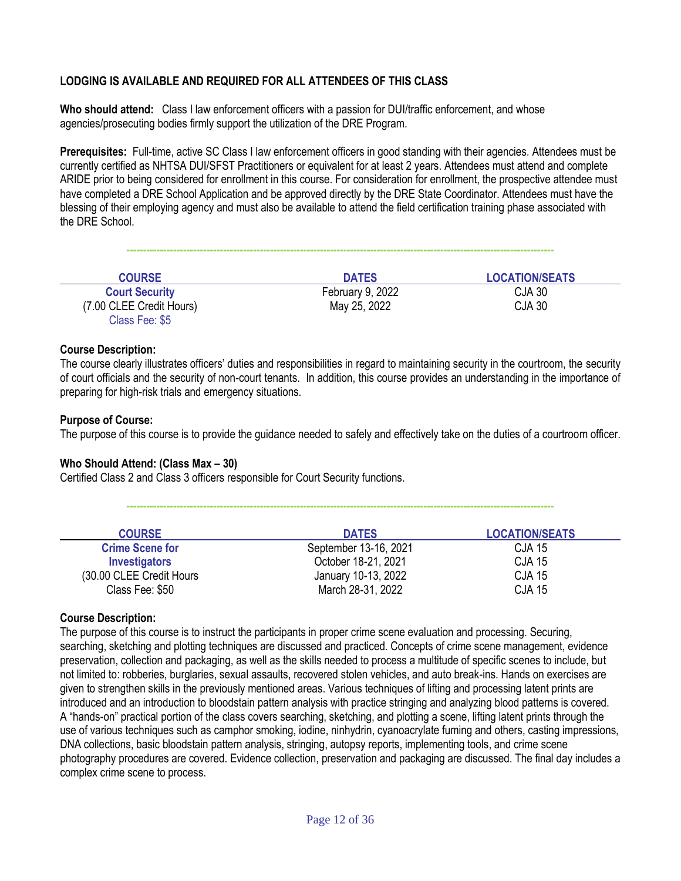**LODGING IS AVAILABLE AND REQUIRED FOR ALL ATTENDEES OF THIS CLASS**

**Who should attend:** Class I law enforcement officers with a passion for DUI/traffic enforcement, and whose agencies/prosecuting bodies firmly support the utilization of the DRE Program.

**Prerequisites:** Full-time, active SC Class I law enforcement officers in good standing with their agencies. Attendees must be currently certified as NHTSA DUI/SFST Practitioners or equivalent for at least 2 years. Attendees must attend and complete ARIDE prior to being considered for enrollment in this course. For consideration for enrollment, the prospective attendee must have completed a DRE School Application and be approved directly by the DRE State Coordinator. Attendees must have the blessing of their employing agency and must also be available to attend the field certification training phase associated with the DRE School.

---

| COURSE | DATES | LOCATION/SEATS |
|---|---|---|
| **Court Security** | February 9, 2022 | CJA 30 |
| (7.00 CLEE Credit Hours) | May 25, 2022 | CJA 30 |
| Class Fee: $5 | | |

**Course Description:**
The course clearly illustrates officers' duties and responsibilities in regard to maintaining security in the courtroom, the security of court officials and the security of non-court tenants. In addition, this course provides an understanding in the importance of preparing for high-risk trials and emergency situations.

**Purpose of Course:**
The purpose of this course is to provide the guidance needed to safely and effectively take on the duties of a courtroom officer.

**Who Should Attend: (Class Max – 30)**
Certified Class 2 and Class 3 officers responsible for Court Security functions.

---

| COURSE | DATES | LOCATION/SEATS |
|---|---|---|
| **Crime Scene for** | September 13-16, 2021 | CJA 15 |
| **Investigators** | October 18-21, 2021 | CJA 15 |
| (30.00 CLEE Credit Hours | January 10-13, 2022 | CJA 15 |
| Class Fee: $50 | March 28-31, 2022 | CJA 15 |

**Course Description:**
The purpose of this course is to instruct the participants in proper crime scene evaluation and processing. Securing, searching, sketching and plotting techniques are discussed and practiced. Concepts of crime scene management, evidence preservation, collection and packaging, as well as the skills needed to process a multitude of specific scenes to include, but not limited to: robberies, burglaries, sexual assaults, recovered stolen vehicles, and auto break-ins. Hands on exercises are given to strengthen skills in the previously mentioned areas. Various techniques of lifting and processing latent prints are introduced and an introduction to bloodstain pattern analysis with practice stringing and analyzing blood patterns is covered. A "hands-on" practical portion of the class covers searching, sketching, and plotting a scene, lifting latent prints through the use of various techniques such as camphor smoking, iodine, ninhydrin, cyanoacrylate fuming and others, casting impressions, DNA collections, basic bloodstain pattern analysis, stringing, autopsy reports, implementing tools, and crime scene photography procedures are covered. Evidence collection, preservation and packaging are discussed. The final day includes a complex crime scene to process.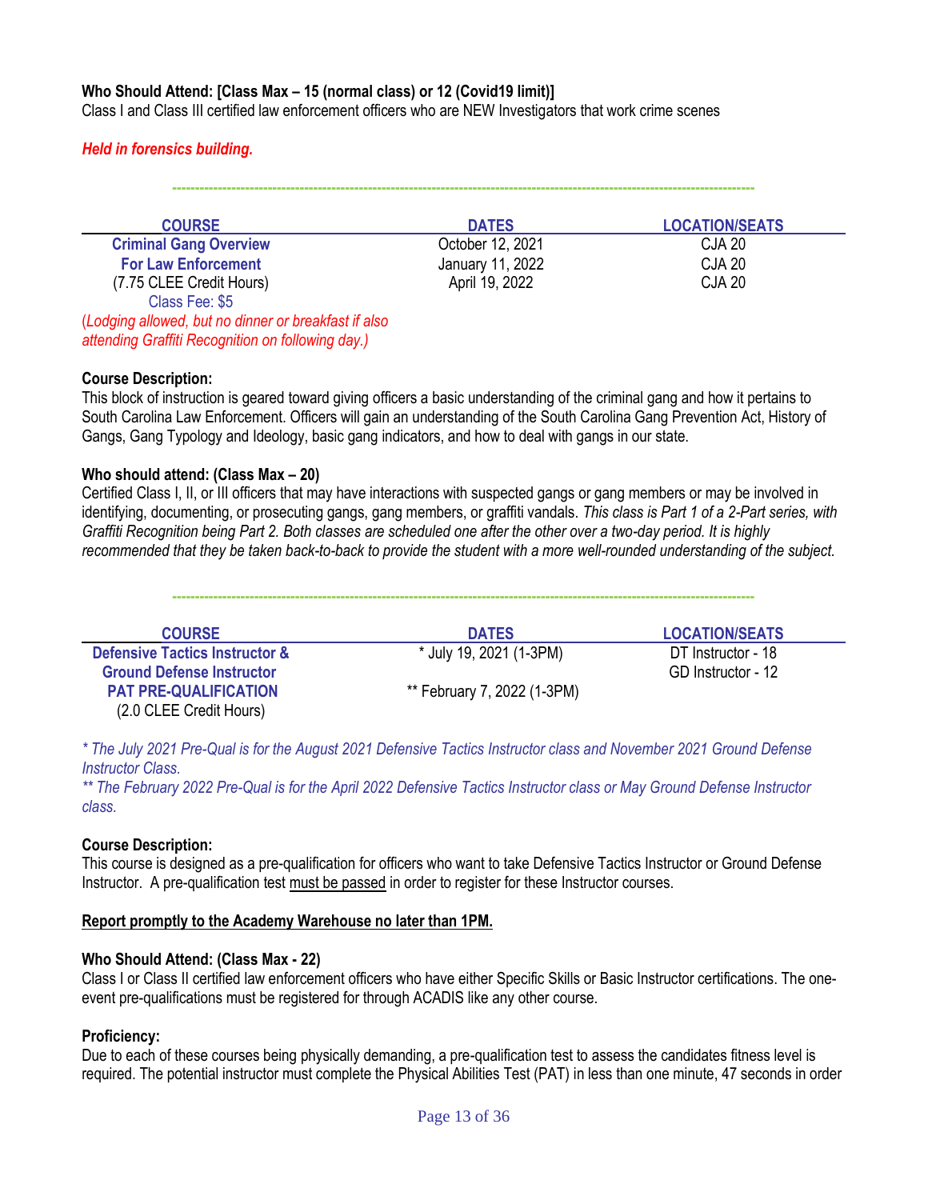**Who Should Attend: [Class Max – 15 (normal class) or 12 (Covid19 limit)]**
Class I and Class III certified law enforcement officers who are NEW Investigators that work crime scenes

***Held in forensics building.***

---

| COURSE | DATES | LOCATION/SEATS |
|---|---|---|
| **Criminal Gang Overview For Law Enforcement** (7.75 CLEE Credit Hours) Class Fee: $5 | October 12, 2021 | CJA 20 |
| | January 11, 2022 | CJA 20 |
| | April 19, 2022 | CJA 20 |

*(Lodging allowed, but no dinner or breakfast if also attending Graffiti Recognition on following day.)*

**Course Description:**
This block of instruction is geared toward giving officers a basic understanding of the criminal gang and how it pertains to South Carolina Law Enforcement. Officers will gain an understanding of the South Carolina Gang Prevention Act, History of Gangs, Gang Typology and Ideology, basic gang indicators, and how to deal with gangs in our state.

**Who should attend: (Class Max – 20)**
Certified Class I, II, or III officers that may have interactions with suspected gangs or gang members or may be involved in identifying, documenting, or prosecuting gangs, gang members, or graffiti vandals. *This class is Part 1 of a 2-Part series, with Graffiti Recognition being Part 2. Both classes are scheduled one after the other over a two-day period. It is highly recommended that they be taken back-to-back to provide the student with a more well-rounded understanding of the subject.*

---

| COURSE | DATES | LOCATION/SEATS |
|---|---|---|
| **Defensive Tactics Instructor & Ground Defense Instructor PAT PRE-QUALIFICATION** (2.0 CLEE Credit Hours) | * July 19, 2021 (1-3PM) | DT Instructor - 18 |
| | | GD Instructor - 12 |
| | ** February 7, 2022 (1-3PM) | |

*\* The July 2021 Pre-Qual is for the August 2021 Defensive Tactics Instructor class and November 2021 Ground Defense Instructor Class.*
*\*\* The February 2022 Pre-Qual is for the April 2022 Defensive Tactics Instructor class or May Ground Defense Instructor class.*

**Course Description:**
This course is designed as a pre-qualification for officers who want to take Defensive Tactics Instructor or Ground Defense Instructor. A pre-qualification test must be passed in order to register for these Instructor courses.

**Report promptly to the Academy Warehouse no later than 1PM.**

**Who Should Attend: (Class Max - 22)**
Class I or Class II certified law enforcement officers who have either Specific Skills or Basic Instructor certifications. The one-event pre-qualifications must be registered for through ACADIS like any other course.

**Proficiency:**
Due to each of these courses being physically demanding, a pre-qualification test to assess the candidates fitness level is required. The potential instructor must complete the Physical Abilities Test (PAT) in less than one minute, 47 seconds in order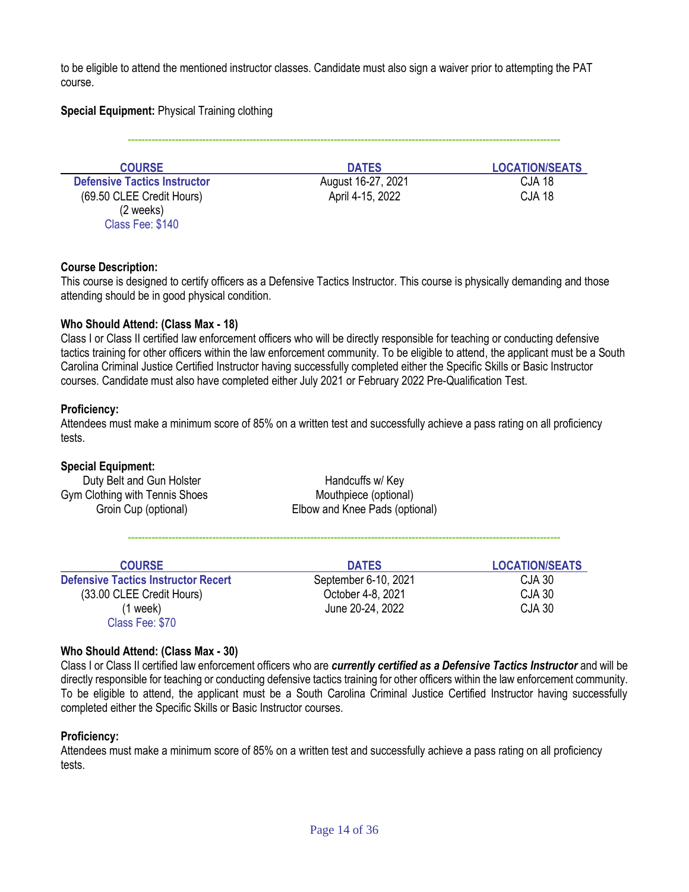to be eligible to attend the mentioned instructor classes. Candidate must also sign a waiver prior to attempting the PAT course.

**Special Equipment:** Physical Training clothing

---

| COURSE | DATES | LOCATION/SEATS |
|---|---|---|
| **Defensive Tactics Instructor** | August 16-27, 2021 | CJA 18 |
| (69.50 CLEE Credit Hours) | April 4-15, 2022 | CJA 18 |
| (2 weeks) | | |
| Class Fee: $140 | | |

**Course Description:**
This course is designed to certify officers as a Defensive Tactics Instructor. This course is physically demanding and those attending should be in good physical condition.

**Who Should Attend: (Class Max - 18)**
Class I or Class II certified law enforcement officers who will be directly responsible for teaching or conducting defensive tactics training for other officers within the law enforcement community. To be eligible to attend, the applicant must be a South Carolina Criminal Justice Certified Instructor having successfully completed either the Specific Skills or Basic Instructor courses. Candidate must also have completed either July 2021 or February 2022 Pre-Qualification Test.

**Proficiency:**
Attendees must make a minimum score of 85% on a written test and successfully achieve a pass rating on all proficiency tests.

**Special Equipment:**

- Duty Belt and Gun Holster
- Gym Clothing with Tennis Shoes
- Groin Cup (optional)
- Handcuffs w/ Key
- Mouthpiece (optional)
- Elbow and Knee Pads (optional)

---

| COURSE | DATES | LOCATION/SEATS |
|---|---|---|
| **Defensive Tactics Instructor Recert** | September 6-10, 2021 | CJA 30 |
| (33.00 CLEE Credit Hours) | October 4-8, 2021 | CJA 30 |
| (1 week) | June 20-24, 2022 | CJA 30 |
| Class Fee: $70 | | |

**Who Should Attend: (Class Max - 30)**
Class I or Class II certified law enforcement officers who are ***currently certified as a Defensive Tactics Instructor*** and will be directly responsible for teaching or conducting defensive tactics training for other officers within the law enforcement community. To be eligible to attend, the applicant must be a South Carolina Criminal Justice Certified Instructor having successfully completed either the Specific Skills or Basic Instructor courses.

**Proficiency:**
Attendees must make a minimum score of 85% on a written test and successfully achieve a pass rating on all proficiency tests.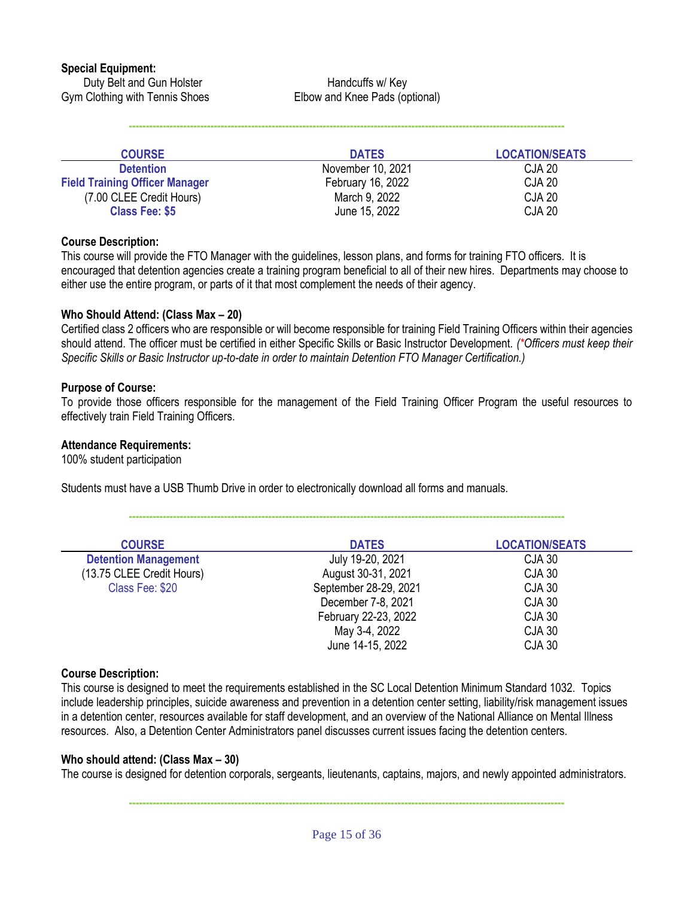**Special Equipment:**

Duty Belt and Gun Holster | Handcuffs w/ Key
Gym Clothing with Tennis Shoes | Elbow and Knee Pads (optional)

---

| COURSE | DATES | LOCATION/SEATS |
|---|---|---|
| **Detention** | November 10, 2021 | CJA 20 |
| **Field Training Officer Manager** | February 16, 2022 | CJA 20 |
| (7.00 CLEE Credit Hours) | March 9, 2022 | CJA 20 |
| **Class Fee: $5** | June 15, 2022 | CJA 20 |

**Course Description:**
This course will provide the FTO Manager with the guidelines, lesson plans, and forms for training FTO officers. It is encouraged that detention agencies create a training program beneficial to all of their new hires. Departments may choose to either use the entire program, or parts of it that most complement the needs of their agency.

**Who Should Attend: (Class Max – 20)**
Certified class 2 officers who are responsible or will become responsible for training Field Training Officers within their agencies should attend. The officer must be certified in either Specific Skills or Basic Instructor Development. *(*Officers must keep their Specific Skills or Basic Instructor up-to-date in order to maintain Detention FTO Manager Certification.)*

**Purpose of Course:**
To provide those officers responsible for the management of the Field Training Officer Program the useful resources to effectively train Field Training Officers.

**Attendance Requirements:**
100% student participation

Students must have a USB Thumb Drive in order to electronically download all forms and manuals.

---

| COURSE | DATES | LOCATION/SEATS |
|---|---|---|
| **Detention Management** | July 19-20, 2021 | CJA 30 |
| (13.75 CLEE Credit Hours) | August 30-31, 2021 | CJA 30 |
| Class Fee: $20 | September 28-29, 2021 | CJA 30 |
| | December 7-8, 2021 | CJA 30 |
| | February 22-23, 2022 | CJA 30 |
| | May 3-4, 2022 | CJA 30 |
| | June 14-15, 2022 | CJA 30 |

**Course Description:**
This course is designed to meet the requirements established in the SC Local Detention Minimum Standard 1032. Topics include leadership principles, suicide awareness and prevention in a detention center setting, liability/risk management issues in a detention center, resources available for staff development, and an overview of the National Alliance on Mental Illness resources. Also, a Detention Center Administrators panel discusses current issues facing the detention centers.

**Who should attend: (Class Max – 30)**
The course is designed for detention corporals, sergeants, lieutenants, captains, majors, and newly appointed administrators.

---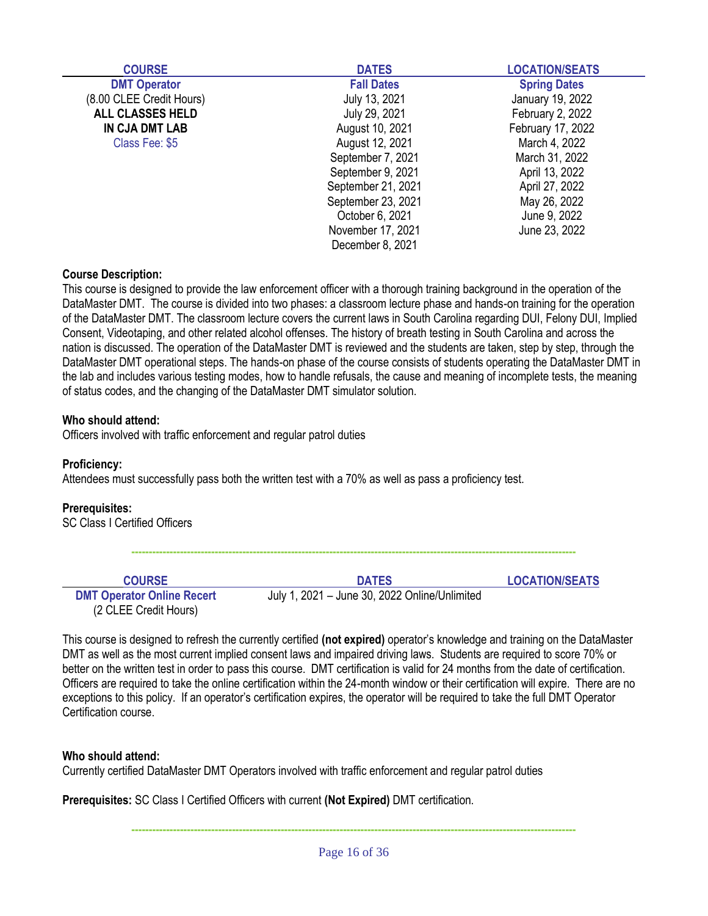| COURSE | DATES | LOCATION/SEATS |
|---|---|---|
| **DMT Operator** | **Fall Dates** | **Spring Dates** |
| (8.00 CLEE Credit Hours) | July 13, 2021 | January 19, 2022 |
| **ALL CLASSES HELD** | July 29, 2021 | February 2, 2022 |
| **IN CJA DMT LAB** | August 10, 2021 | February 17, 2022 |
| Class Fee: $5 | August 12, 2021 | March 4, 2022 |
| | September 7, 2021 | March 31, 2022 |
| | September 9, 2021 | April 13, 2022 |
| | September 21, 2021 | April 27, 2022 |
| | September 23, 2021 | May 26, 2022 |
| | October 6, 2021 | June 9, 2022 |
| | November 17, 2021 | June 23, 2022 |
| | December 8, 2021 | |

**Course Description:**
This course is designed to provide the law enforcement officer with a thorough training background in the operation of the DataMaster DMT. The course is divided into two phases: a classroom lecture phase and hands-on training for the operation of the DataMaster DMT. The classroom lecture covers the current laws in South Carolina regarding DUI, Felony DUI, Implied Consent, Videotaping, and other related alcohol offenses. The history of breath testing in South Carolina and across the nation is discussed. The operation of the DataMaster DMT is reviewed and the students are taken, step by step, through the DataMaster DMT operational steps. The hands-on phase of the course consists of students operating the DataMaster DMT in the lab and includes various testing modes, how to handle refusals, the cause and meaning of incomplete tests, the meaning of status codes, and the changing of the DataMaster DMT simulator solution.

**Who should attend:**
Officers involved with traffic enforcement and regular patrol duties

**Proficiency:**
Attendees must successfully pass both the written test with a 70% as well as pass a proficiency test.

**Prerequisites:**
SC Class I Certified Officers

---

| COURSE | DATES | LOCATION/SEATS |
|---|---|---|
| **DMT Operator Online Recert** (2 CLEE Credit Hours) | July 1, 2021 – June 30, 2022 Online/Unlimited | |

This course is designed to refresh the currently certified **(not expired)** operator's knowledge and training on the DataMaster DMT as well as the most current implied consent laws and impaired driving laws. Students are required to score 70% or better on the written test in order to pass this course. DMT certification is valid for 24 months from the date of certification. Officers are required to take the online certification within the 24-month window or their certification will expire. There are no exceptions to this policy. If an operator's certification expires, the operator will be required to take the full DMT Operator Certification course.

**Who should attend:**
Currently certified DataMaster DMT Operators involved with traffic enforcement and regular patrol duties

**Prerequisites:** SC Class I Certified Officers with current **(Not Expired)** DMT certification.

---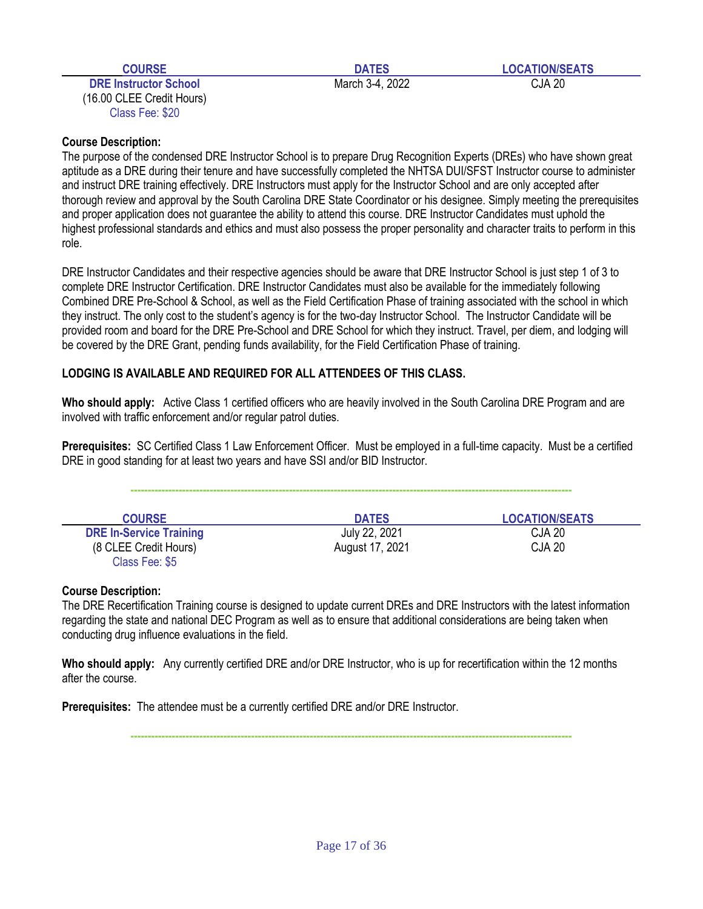| COURSE | DATES | LOCATION/SEATS |
|---|---|---|
| **DRE Instructor School**<br>(16.00 CLEE Credit Hours)<br>Class Fee: $20 | March 3-4, 2022 | CJA 20 |

**Course Description:**
The purpose of the condensed DRE Instructor School is to prepare Drug Recognition Experts (DREs) who have shown great aptitude as a DRE during their tenure and have successfully completed the NHTSA DUI/SFST Instructor course to administer and instruct DRE training effectively. DRE Instructors must apply for the Instructor School and are only accepted after thorough review and approval by the South Carolina DRE State Coordinator or his designee. Simply meeting the prerequisites and proper application does not guarantee the ability to attend this course. DRE Instructor Candidates must uphold the highest professional standards and ethics and must also possess the proper personality and character traits to perform in this role.

DRE Instructor Candidates and their respective agencies should be aware that DRE Instructor School is just step 1 of 3 to complete DRE Instructor Certification. DRE Instructor Candidates must also be available for the immediately following Combined DRE Pre-School & School, as well as the Field Certification Phase of training associated with the school in which they instruct. The only cost to the student's agency is for the two-day Instructor School. The Instructor Candidate will be provided room and board for the DRE Pre-School and DRE School for which they instruct. Travel, per diem, and lodging will be covered by the DRE Grant, pending funds availability, for the Field Certification Phase of training.

**LODGING IS AVAILABLE AND REQUIRED FOR ALL ATTENDEES OF THIS CLASS.**

**Who should apply:** Active Class 1 certified officers who are heavily involved in the South Carolina DRE Program and are involved with traffic enforcement and/or regular patrol duties.

**Prerequisites:** SC Certified Class 1 Law Enforcement Officer. Must be employed in a full-time capacity. Must be a certified DRE in good standing for at least two years and have SSI and/or BID Instructor.

---

| COURSE | DATES | LOCATION/SEATS |
|---|---|---|
| **DRE In-Service Training**<br>(8 CLEE Credit Hours)<br>Class Fee: $5 | July 22, 2021<br>August 17, 2021 | CJA 20<br>CJA 20 |

**Course Description:**
The DRE Recertification Training course is designed to update current DREs and DRE Instructors with the latest information regarding the state and national DEC Program as well as to ensure that additional considerations are being taken when conducting drug influence evaluations in the field.

**Who should apply:** Any currently certified DRE and/or DRE Instructor, who is up for recertification within the 12 months after the course.

**Prerequisites:** The attendee must be a currently certified DRE and/or DRE Instructor.

---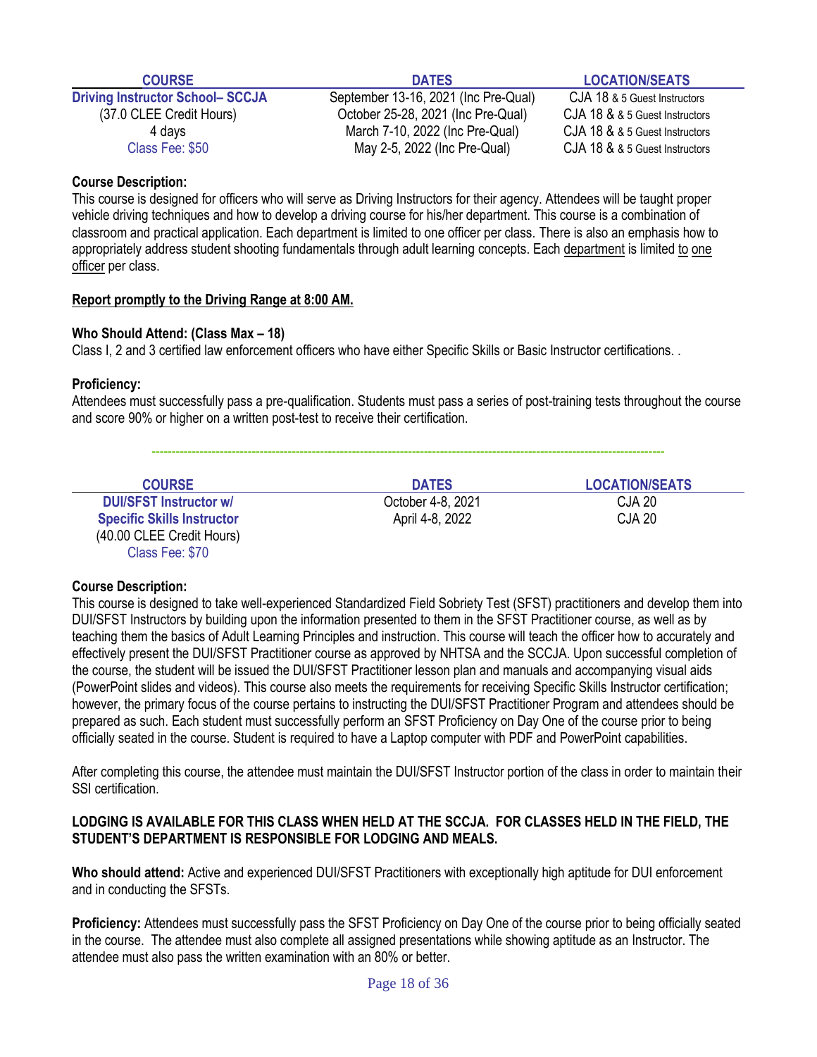| COURSE | DATES | LOCATION/SEATS |
|---|---|---|
| **Driving Instructor School– SCCJA** | September 13-16, 2021 (Inc Pre-Qual) | CJA 18 & 5 Guest Instructors |
| (37.0 CLEE Credit Hours) | October 25-28, 2021 (Inc Pre-Qual) | CJA 18 & & 5 Guest Instructors |
| 4 days | March 7-10, 2022 (Inc Pre-Qual) | CJA 18 & & 5 Guest Instructors |
| Class Fee: $50 | May 2-5, 2022 (Inc Pre-Qual) | CJA 18 & & 5 Guest Instructors |

**Course Description:**
This course is designed for officers who will serve as Driving Instructors for their agency. Attendees will be taught proper vehicle driving techniques and how to develop a driving course for his/her department. This course is a combination of classroom and practical application. Each department is limited to one officer per class. There is also an emphasis how to appropriately address student shooting fundamentals through adult learning concepts. Each department is limited to one officer per class.

**Report promptly to the Driving Range at 8:00 AM.**

**Who Should Attend: (Class Max – 18)**
Class I, 2 and 3 certified law enforcement officers who have either Specific Skills or Basic Instructor certifications. .

**Proficiency:**
Attendees must successfully pass a pre-qualification. Students must pass a series of post-training tests throughout the course and score 90% or higher on a written post-test to receive their certification.

---

| COURSE | DATES | LOCATION/SEATS |
|---|---|---|
| **DUI/SFST Instructor w/ Specific Skills Instructor** | October 4-8, 2021 | CJA 20 |
| (40.00 CLEE Credit Hours) | April 4-8, 2022 | CJA 20 |
| Class Fee: $70 | | |

**Course Description:**
This course is designed to take well-experienced Standardized Field Sobriety Test (SFST) practitioners and develop them into DUI/SFST Instructors by building upon the information presented to them in the SFST Practitioner course, as well as by teaching them the basics of Adult Learning Principles and instruction. This course will teach the officer how to accurately and effectively present the DUI/SFST Practitioner course as approved by NHTSA and the SCCJA. Upon successful completion of the course, the student will be issued the DUI/SFST Practitioner lesson plan and manuals and accompanying visual aids (PowerPoint slides and videos). This course also meets the requirements for receiving Specific Skills Instructor certification; however, the primary focus of the course pertains to instructing the DUI/SFST Practitioner Program and attendees should be prepared as such. Each student must successfully perform an SFST Proficiency on Day One of the course prior to being officially seated in the course. Student is required to have a Laptop computer with PDF and PowerPoint capabilities.

After completing this course, the attendee must maintain the DUI/SFST Instructor portion of the class in order to maintain their SSI certification.

**LODGING IS AVAILABLE FOR THIS CLASS WHEN HELD AT THE SCCJA. FOR CLASSES HELD IN THE FIELD, THE STUDENT'S DEPARTMENT IS RESPONSIBLE FOR LODGING AND MEALS.**

**Who should attend:** Active and experienced DUI/SFST Practitioners with exceptionally high aptitude for DUI enforcement and in conducting the SFSTs.

**Proficiency:** Attendees must successfully pass the SFST Proficiency on Day One of the course prior to being officially seated in the course. The attendee must also complete all assigned presentations while showing aptitude as an Instructor. The attendee must also pass the written examination with an 80% or better.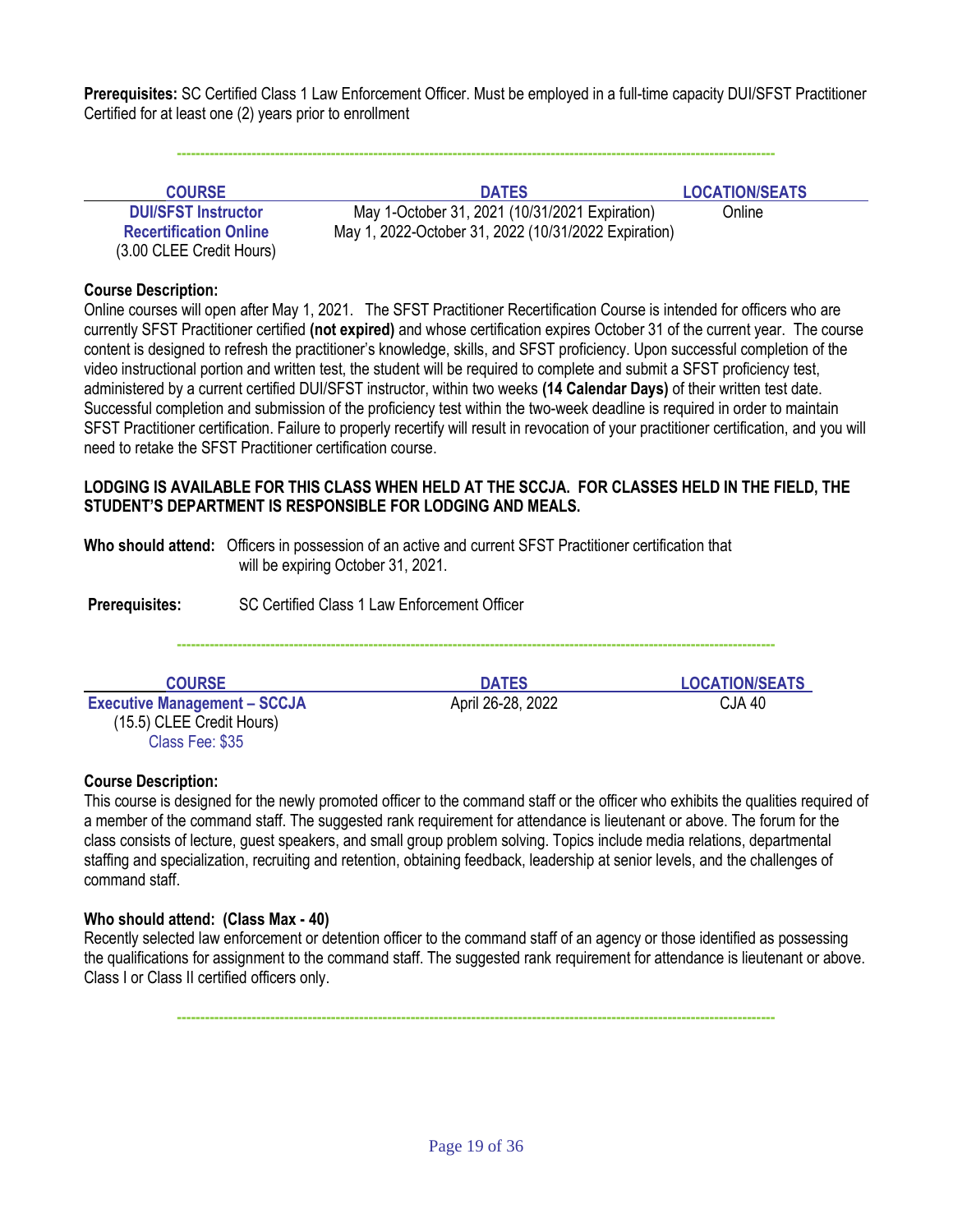**Prerequisites:** SC Certified Class 1 Law Enforcement Officer. Must be employed in a full-time capacity DUI/SFST Practitioner Certified for at least one (2) years prior to enrollment

---

| COURSE | DATES | LOCATION/SEATS |
|---|---|---|
| **DUI/SFST Instructor Recertification Online** (3.00 CLEE Credit Hours) | May 1-October 31, 2021 (10/31/2021 Expiration)<br>May 1, 2022-October 31, 2022 (10/31/2022 Expiration) | Online |

**Course Description:**
Online courses will open after May 1, 2021. The SFST Practitioner Recertification Course is intended for officers who are currently SFST Practitioner certified **(not expired)** and whose certification expires October 31 of the current year. The course content is designed to refresh the practitioner's knowledge, skills, and SFST proficiency. Upon successful completion of the video instructional portion and written test, the student will be required to complete and submit a SFST proficiency test, administered by a current certified DUI/SFST instructor, within two weeks **(14 Calendar Days)** of their written test date. Successful completion and submission of the proficiency test within the two-week deadline is required in order to maintain SFST Practitioner certification. Failure to properly recertify will result in revocation of your practitioner certification, and you will need to retake the SFST Practitioner certification course.

**LODGING IS AVAILABLE FOR THIS CLASS WHEN HELD AT THE SCCJA. FOR CLASSES HELD IN THE FIELD, THE STUDENT'S DEPARTMENT IS RESPONSIBLE FOR LODGING AND MEALS.**

**Who should attend:** Officers in possession of an active and current SFST Practitioner certification that will be expiring October 31, 2021.

**Prerequisites:** SC Certified Class 1 Law Enforcement Officer

---

| COURSE | DATES | LOCATION/SEATS |
|---|---|---|
| **Executive Management – SCCJA** (15.5) CLEE Credit Hours) Class Fee: $35 | April 26-28, 2022 | CJA 40 |

**Course Description:**
This course is designed for the newly promoted officer to the command staff or the officer who exhibits the qualities required of a member of the command staff. The suggested rank requirement for attendance is lieutenant or above. The forum for the class consists of lecture, guest speakers, and small group problem solving. Topics include media relations, departmental staffing and specialization, recruiting and retention, obtaining feedback, leadership at senior levels, and the challenges of command staff.

**Who should attend: (Class Max - 40)**
Recently selected law enforcement or detention officer to the command staff of an agency or those identified as possessing the qualifications for assignment to the command staff. The suggested rank requirement for attendance is lieutenant or above. Class I or Class II certified officers only.

---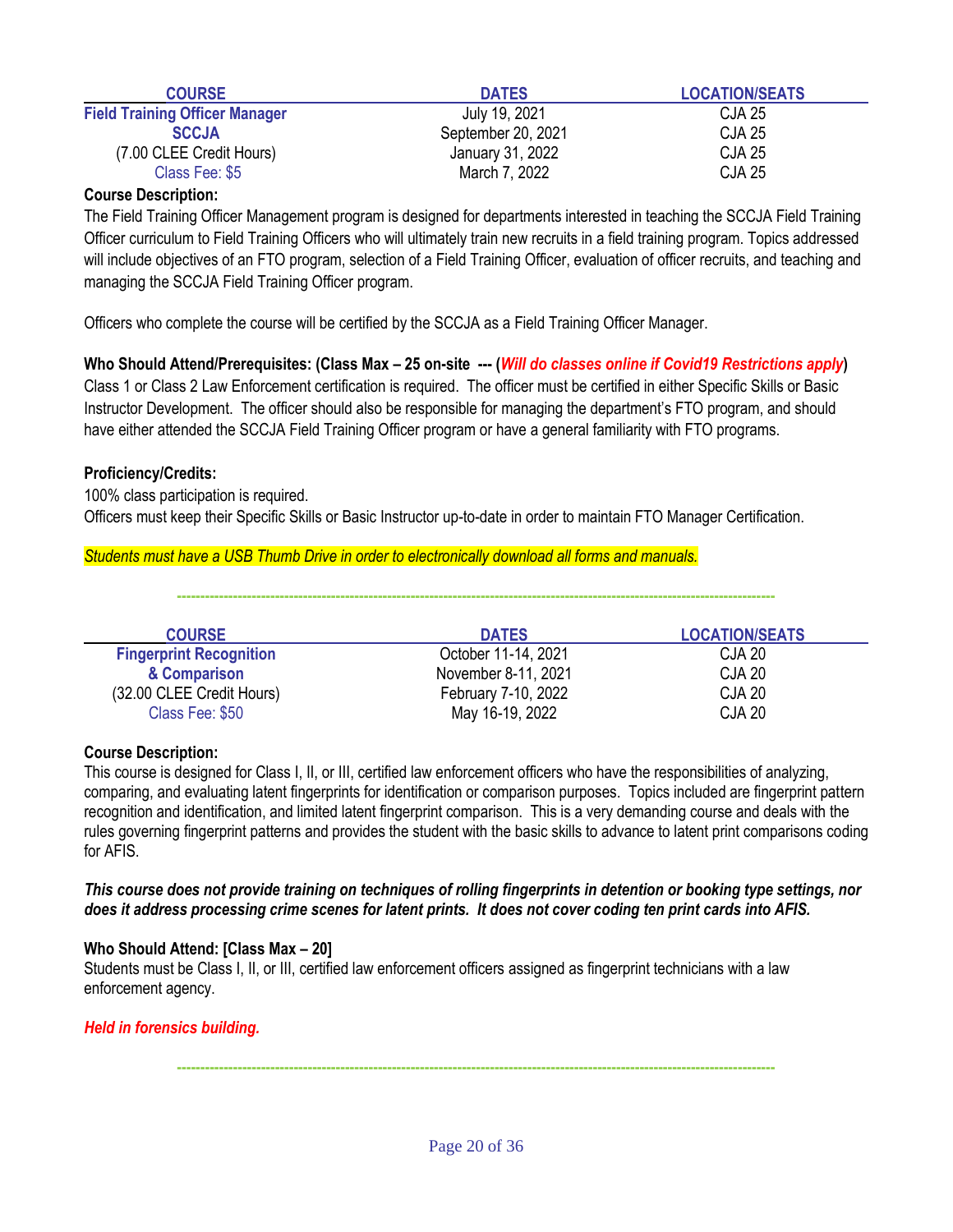| COURSE | DATES | LOCATION/SEATS |
|---|---|---|
| **Field Training Officer Manager** | July 19, 2021 | CJA 25 |
| **SCCJA** | September 20, 2021 | CJA 25 |
| (7.00 CLEE Credit Hours) | January 31, 2022 | CJA 25 |
| Class Fee: $5 | March 7, 2022 | CJA 25 |

**Course Description:**

The Field Training Officer Management program is designed for departments interested in teaching the SCCJA Field Training Officer curriculum to Field Training Officers who will ultimately train new recruits in a field training program. Topics addressed will include objectives of an FTO program, selection of a Field Training Officer, evaluation of officer recruits, and teaching and managing the SCCJA Field Training Officer program.

Officers who complete the course will be certified by the SCCJA as a Field Training Officer Manager.

**Who Should Attend/Prerequisites: (Class Max – 25 on-site --- (*Will do classes online if Covid19 Restrictions apply*)**

Class 1 or Class 2 Law Enforcement certification is required. The officer must be certified in either Specific Skills or Basic Instructor Development. The officer should also be responsible for managing the department's FTO program, and should have either attended the SCCJA Field Training Officer program or have a general familiarity with FTO programs.

**Proficiency/Credits:**

100% class participation is required.

Officers must keep their Specific Skills or Basic Instructor up-to-date in order to maintain FTO Manager Certification.

*Students must have a USB Thumb Drive in order to electronically download all forms and manuals.*

---

| COURSE | DATES | LOCATION/SEATS |
|---|---|---|
| **Fingerprint Recognition** | October 11-14, 2021 | CJA 20 |
| **& Comparison** | November 8-11, 2021 | CJA 20 |
| (32.00 CLEE Credit Hours) | February 7-10, 2022 | CJA 20 |
| Class Fee: $50 | May 16-19, 2022 | CJA 20 |

**Course Description:**

This course is designed for Class I, II, or III, certified law enforcement officers who have the responsibilities of analyzing, comparing, and evaluating latent fingerprints for identification or comparison purposes. Topics included are fingerprint pattern recognition and identification, and limited latent fingerprint comparison. This is a very demanding course and deals with the rules governing fingerprint patterns and provides the student with the basic skills to advance to latent print comparisons coding for AFIS.

***This course does not provide training on techniques of rolling fingerprints in detention or booking type settings, nor does it address processing crime scenes for latent prints. It does not cover coding ten print cards into AFIS.***

**Who Should Attend: [Class Max – 20]**

Students must be Class I, II, or III, certified law enforcement officers assigned as fingerprint technicians with a law enforcement agency.

***Held in forensics building.***

---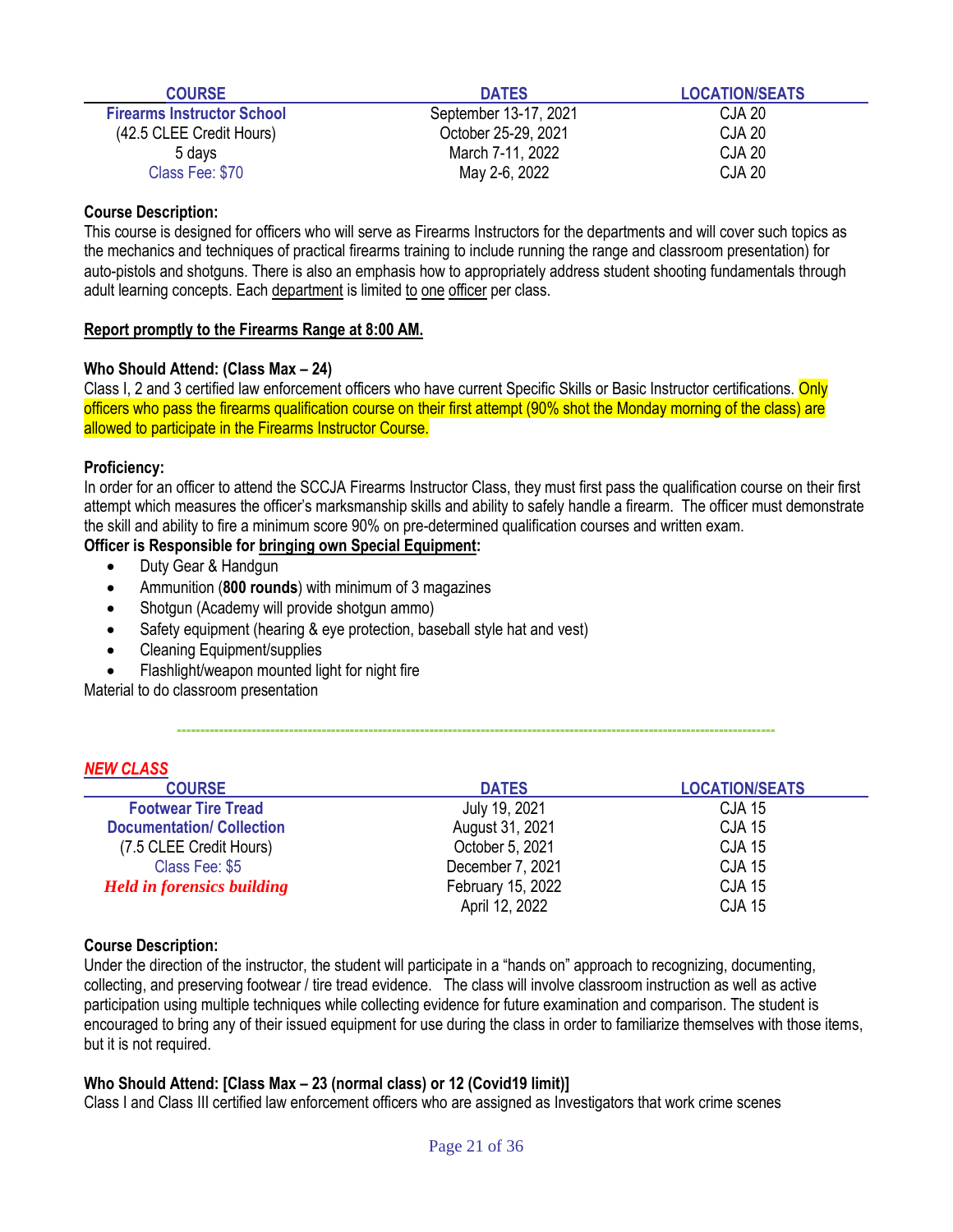| COURSE | DATES | LOCATION/SEATS |
|---|---|---|
| **Firearms Instructor School** | September 13-17, 2021 | CJA 20 |
| (42.5 CLEE Credit Hours) | October 25-29, 2021 | CJA 20 |
| 5 days | March 7-11, 2022 | CJA 20 |
| Class Fee: $70 | May 2-6, 2022 | CJA 20 |

**Course Description:**
This course is designed for officers who will serve as Firearms Instructors for the departments and will cover such topics as the mechanics and techniques of practical firearms training to include running the range and classroom presentation) for auto-pistols and shotguns. There is also an emphasis how to appropriately address student shooting fundamentals through adult learning concepts. Each department is limited to one officer per class.

**Report promptly to the Firearms Range at 8:00 AM.**

**Who Should Attend: (Class Max – 24)**
Class I, 2 and 3 certified law enforcement officers who have current Specific Skills or Basic Instructor certifications. Only officers who pass the firearms qualification course on their first attempt (90% shot the Monday morning of the class) are allowed to participate in the Firearms Instructor Course.

**Proficiency:**
In order for an officer to attend the SCCJA Firearms Instructor Class, they must first pass the qualification course on their first attempt which measures the officer's marksmanship skills and ability to safely handle a firearm. The officer must demonstrate the skill and ability to fire a minimum score 90% on pre-determined qualification courses and written exam.

**Officer is Responsible for bringing own Special Equipment:**

- Duty Gear & Handgun
- Ammunition (**800 rounds**) with minimum of 3 magazines
- Shotgun (Academy will provide shotgun ammo)
- Safety equipment (hearing & eye protection, baseball style hat and vest)
- Cleaning Equipment/supplies
- Flashlight/weapon mounted light for night fire

Material to do classroom presentation

---

***NEW CLASS***

| COURSE | DATES | LOCATION/SEATS |
|---|---|---|
| **Footwear Tire Tread** | July 19, 2021 | CJA 15 |
| **Documentation/ Collection** | August 31, 2021 | CJA 15 |
| (7.5 CLEE Credit Hours) | October 5, 2021 | CJA 15 |
| Class Fee: $5 | December 7, 2021 | CJA 15 |
| ***Held in forensics building*** | February 15, 2022 | CJA 15 |
| | April 12, 2022 | CJA 15 |

**Course Description:**
Under the direction of the instructor, the student will participate in a "hands on" approach to recognizing, documenting, collecting, and preserving footwear / tire tread evidence. The class will involve classroom instruction as well as active participation using multiple techniques while collecting evidence for future examination and comparison. The student is encouraged to bring any of their issued equipment for use during the class in order to familiarize themselves with those items, but it is not required.

**Who Should Attend: [Class Max – 23 (normal class) or 12 (Covid19 limit)]**
Class I and Class III certified law enforcement officers who are assigned as Investigators that work crime scenes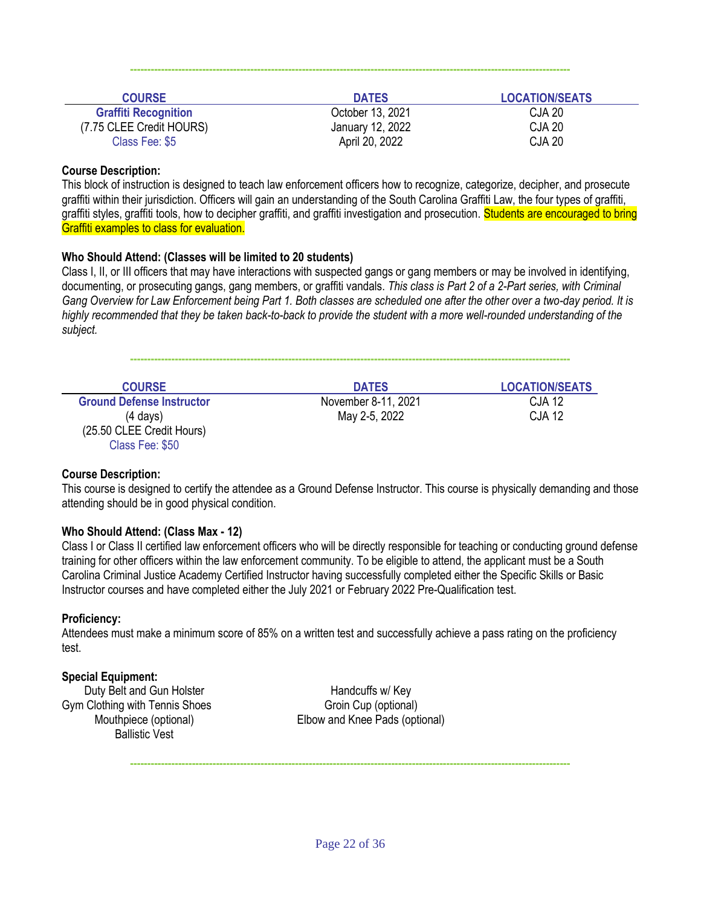---

| COURSE | DATES | LOCATION/SEATS |
|---|---|---|
| **Graffiti Recognition** | October 13, 2021 | CJA 20 |
| (7.75 CLEE Credit HOURS) | January 12, 2022 | CJA 20 |
| Class Fee: $5 | April 20, 2022 | CJA 20 |

**Course Description:**
This block of instruction is designed to teach law enforcement officers how to recognize, categorize, decipher, and prosecute graffiti within their jurisdiction. Officers will gain an understanding of the South Carolina Graffiti Law, the four types of graffiti, graffiti styles, graffiti tools, how to decipher graffiti, and graffiti investigation and prosecution. Students are encouraged to bring Graffiti examples to class for evaluation.

**Who Should Attend: (Classes will be limited to 20 students)**
Class I, II, or III officers that may have interactions with suspected gangs or gang members or may be involved in identifying, documenting, or prosecuting gangs, gang members, or graffiti vandals. *This class is Part 2 of a 2-Part series, with Criminal Gang Overview for Law Enforcement being Part 1. Both classes are scheduled one after the other over a two-day period. It is highly recommended that they be taken back-to-back to provide the student with a more well-rounded understanding of the subject.*

---

| COURSE | DATES | LOCATION/SEATS |
|---|---|---|
| **Ground Defense Instructor** | November 8-11, 2021 | CJA 12 |
| (4 days) | May 2-5, 2022 | CJA 12 |
| (25.50 CLEE Credit Hours) | | |
| Class Fee: $50 | | |

**Course Description:**
This course is designed to certify the attendee as a Ground Defense Instructor. This course is physically demanding and those attending should be in good physical condition.

**Who Should Attend: (Class Max - 12)**
Class I or Class II certified law enforcement officers who will be directly responsible for teaching or conducting ground defense training for other officers within the law enforcement community. To be eligible to attend, the applicant must be a South Carolina Criminal Justice Academy Certified Instructor having successfully completed either the Specific Skills or Basic Instructor courses and have completed either the July 2021 or February 2022 Pre-Qualification test.

**Proficiency:**
Attendees must make a minimum score of 85% on a written test and successfully achieve a pass rating on the proficiency test.

**Special Equipment:**

- Duty Belt and Gun Holster
- Gym Clothing with Tennis Shoes
- Mouthpiece (optional)
- Ballistic Vest
- Handcuffs w/ Key
- Groin Cup (optional)
- Elbow and Knee Pads (optional)

---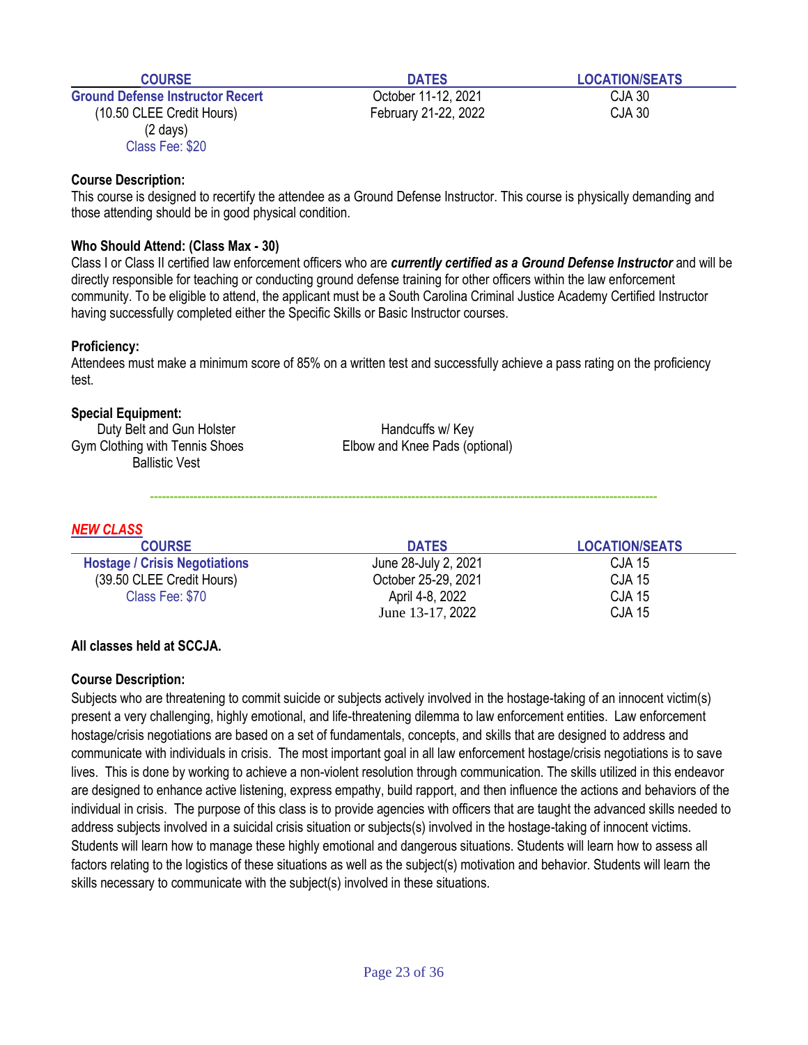| COURSE | DATES | LOCATION/SEATS |
| --- | --- | --- |
| **Ground Defense Instructor Recert** | October 11-12, 2021 | CJA 30 |
| (10.50 CLEE Credit Hours) | February 21-22, 2022 | CJA 30 |
| (2 days) | | |
| Class Fee: $20 | | |

**Course Description:**
This course is designed to recertify the attendee as a Ground Defense Instructor. This course is physically demanding and those attending should be in good physical condition.

**Who Should Attend: (Class Max - 30)**
Class I or Class II certified law enforcement officers who are ***currently certified as a Ground Defense Instructor*** and will be directly responsible for teaching or conducting ground defense training for other officers within the law enforcement community. To be eligible to attend, the applicant must be a South Carolina Criminal Justice Academy Certified Instructor having successfully completed either the Specific Skills or Basic Instructor courses.

**Proficiency:**
Attendees must make a minimum score of 85% on a written test and successfully achieve a pass rating on the proficiency test.

**Special Equipment:**
- Duty Belt and Gun Holster
- Gym Clothing with Tennis Shoes
- Ballistic Vest
- Handcuffs w/ Key
- Elbow and Knee Pads (optional)

---

***NEW CLASS***

| COURSE | DATES | LOCATION/SEATS |
| --- | --- | --- |
| **Hostage / Crisis Negotiations** | June 28-July 2, 2021 | CJA 15 |
| (39.50 CLEE Credit Hours) | October 25-29, 2021 | CJA 15 |
| Class Fee: $70 | April 4-8, 2022 | CJA 15 |
| | June 13-17, 2022 | CJA 15 |

**All classes held at SCCJA.**

**Course Description:**
Subjects who are threatening to commit suicide or subjects actively involved in the hostage-taking of an innocent victim(s) present a very challenging, highly emotional, and life-threatening dilemma to law enforcement entities. Law enforcement hostage/crisis negotiations are based on a set of fundamentals, concepts, and skills that are designed to address and communicate with individuals in crisis. The most important goal in all law enforcement hostage/crisis negotiations is to save lives. This is done by working to achieve a non-violent resolution through communication. The skills utilized in this endeavor are designed to enhance active listening, express empathy, build rapport, and then influence the actions and behaviors of the individual in crisis. The purpose of this class is to provide agencies with officers that are taught the advanced skills needed to address subjects involved in a suicidal crisis situation or subjects(s) involved in the hostage-taking of innocent victims. Students will learn how to manage these highly emotional and dangerous situations. Students will learn how to assess all factors relating to the logistics of these situations as well as the subject(s) motivation and behavior. Students will learn the skills necessary to communicate with the subject(s) involved in these situations.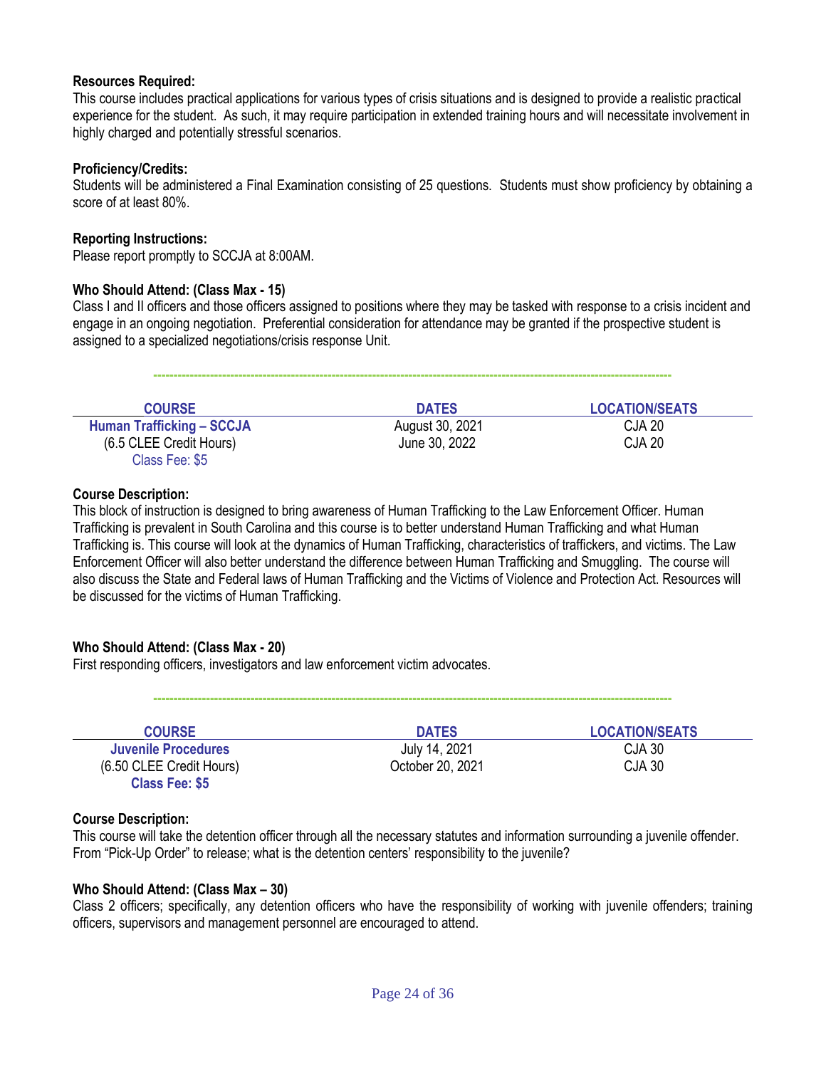**Resources Required:**
This course includes practical applications for various types of crisis situations and is designed to provide a realistic practical experience for the student. As such, it may require participation in extended training hours and will necessitate involvement in highly charged and potentially stressful scenarios.

**Proficiency/Credits:**
Students will be administered a Final Examination consisting of 25 questions. Students must show proficiency by obtaining a score of at least 80%.

**Reporting Instructions:**
Please report promptly to SCCJA at 8:00AM.

**Who Should Attend: (Class Max - 15)**
Class I and II officers and those officers assigned to positions where they may be tasked with response to a crisis incident and engage in an ongoing negotiation. Preferential consideration for attendance may be granted if the prospective student is assigned to a specialized negotiations/crisis response Unit.

---

| COURSE | DATES | LOCATION/SEATS |
|---|---|---|
| **Human Trafficking – SCCJA** | August 30, 2021 | CJA 20 |
| (6.5 CLEE Credit Hours) | June 30, 2022 | CJA 20 |
| Class Fee: $5 | | |

**Course Description:**
This block of instruction is designed to bring awareness of Human Trafficking to the Law Enforcement Officer. Human Trafficking is prevalent in South Carolina and this course is to better understand Human Trafficking and what Human Trafficking is. This course will look at the dynamics of Human Trafficking, characteristics of traffickers, and victims. The Law Enforcement Officer will also better understand the difference between Human Trafficking and Smuggling. The course will also discuss the State and Federal laws of Human Trafficking and the Victims of Violence and Protection Act. Resources will be discussed for the victims of Human Trafficking.

**Who Should Attend: (Class Max - 20)**
First responding officers, investigators and law enforcement victim advocates.

---

| COURSE | DATES | LOCATION/SEATS |
|---|---|---|
| **Juvenile Procedures** | July 14, 2021 | CJA 30 |
| (6.50 CLEE Credit Hours) | October 20, 2021 | CJA 30 |
| **Class Fee: $5** | | |

**Course Description:**
This course will take the detention officer through all the necessary statutes and information surrounding a juvenile offender. From "Pick-Up Order" to release; what is the detention centers' responsibility to the juvenile?

**Who Should Attend: (Class Max – 30)**
Class 2 officers; specifically, any detention officers who have the responsibility of working with juvenile offenders; training officers, supervisors and management personnel are encouraged to attend.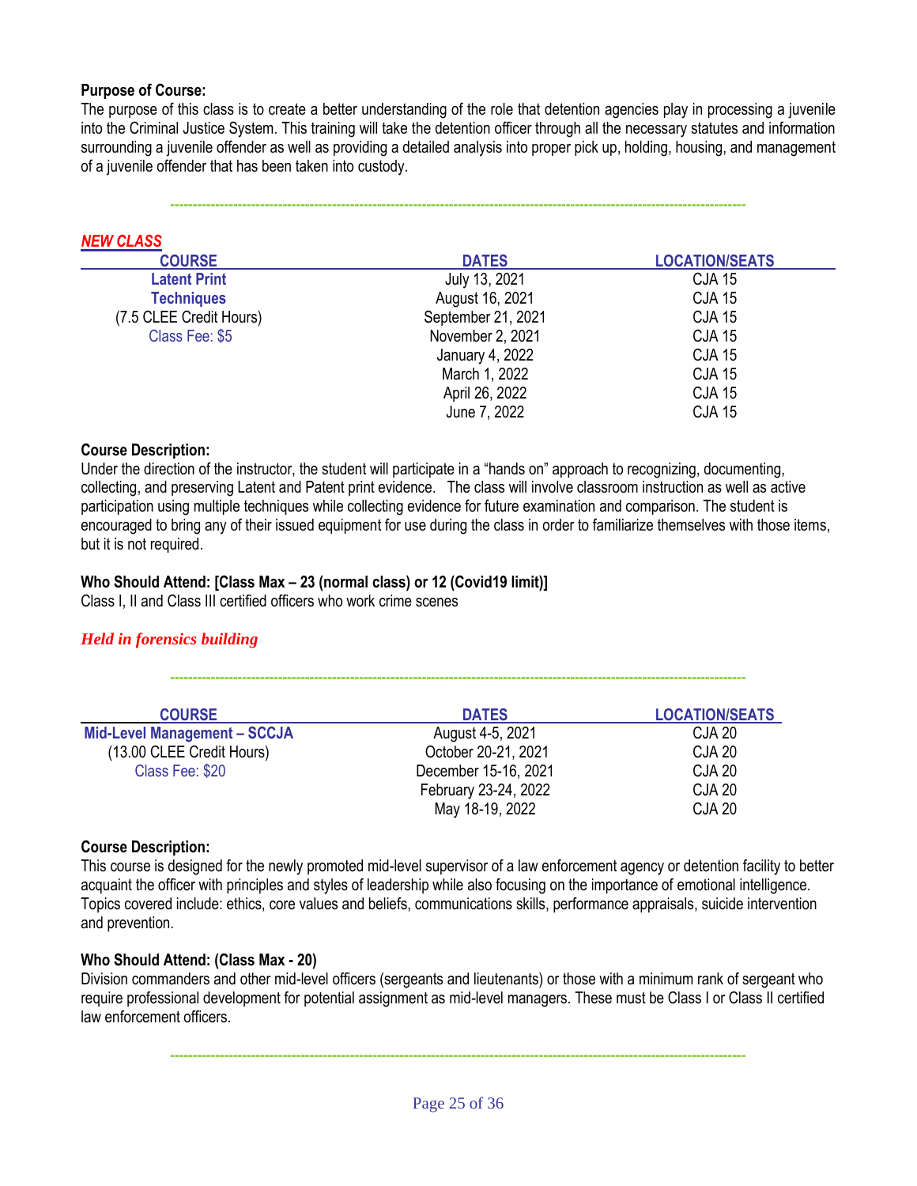**Purpose of Course:**
The purpose of this class is to create a better understanding of the role that detention agencies play in processing a juvenile into the Criminal Justice System. This training will take the detention officer through all the necessary statutes and information surrounding a juvenile offender as well as providing a detailed analysis into proper pick up, holding, housing, and management of a juvenile offender that has been taken into custody.

---

***NEW CLASS***

| COURSE | DATES | LOCATION/SEATS |
|---|---|---|
| **Latent Print Techniques** (7.5 CLEE Credit Hours) Class Fee: $5 | July 13, 2021 | CJA 15 |
| | August 16, 2021 | CJA 15 |
| | September 21, 2021 | CJA 15 |
| | November 2, 2021 | CJA 15 |
| | January 4, 2022 | CJA 15 |
| | March 1, 2022 | CJA 15 |
| | April 26, 2022 | CJA 15 |
| | June 7, 2022 | CJA 15 |

**Course Description:**
Under the direction of the instructor, the student will participate in a "hands on" approach to recognizing, documenting, collecting, and preserving Latent and Patent print evidence. The class will involve classroom instruction as well as active participation using multiple techniques while collecting evidence for future examination and comparison. The student is encouraged to bring any of their issued equipment for use during the class in order to familiarize themselves with those items, but it is not required.

**Who Should Attend: [Class Max – 23 (normal class) or 12 (Covid19 limit)]**
Class I, II and Class III certified officers who work crime scenes

***Held in forensics building***

---

| COURSE | DATES | LOCATION/SEATS |
|---|---|---|
| **Mid-Level Management – SCCJA** (13.00 CLEE Credit Hours) Class Fee: $20 | August 4-5, 2021 | CJA 20 |
| | October 20-21, 2021 | CJA 20 |
| | December 15-16, 2021 | CJA 20 |
| | February 23-24, 2022 | CJA 20 |
| | May 18-19, 2022 | CJA 20 |

**Course Description:**
This course is designed for the newly promoted mid-level supervisor of a law enforcement agency or detention facility to better acquaint the officer with principles and styles of leadership while also focusing on the importance of emotional intelligence. Topics covered include: ethics, core values and beliefs, communications skills, performance appraisals, suicide intervention and prevention.

**Who Should Attend: (Class Max - 20)**
Division commanders and other mid-level officers (sergeants and lieutenants) or those with a minimum rank of sergeant who require professional development for potential assignment as mid-level managers. These must be Class I or Class II certified law enforcement officers.

---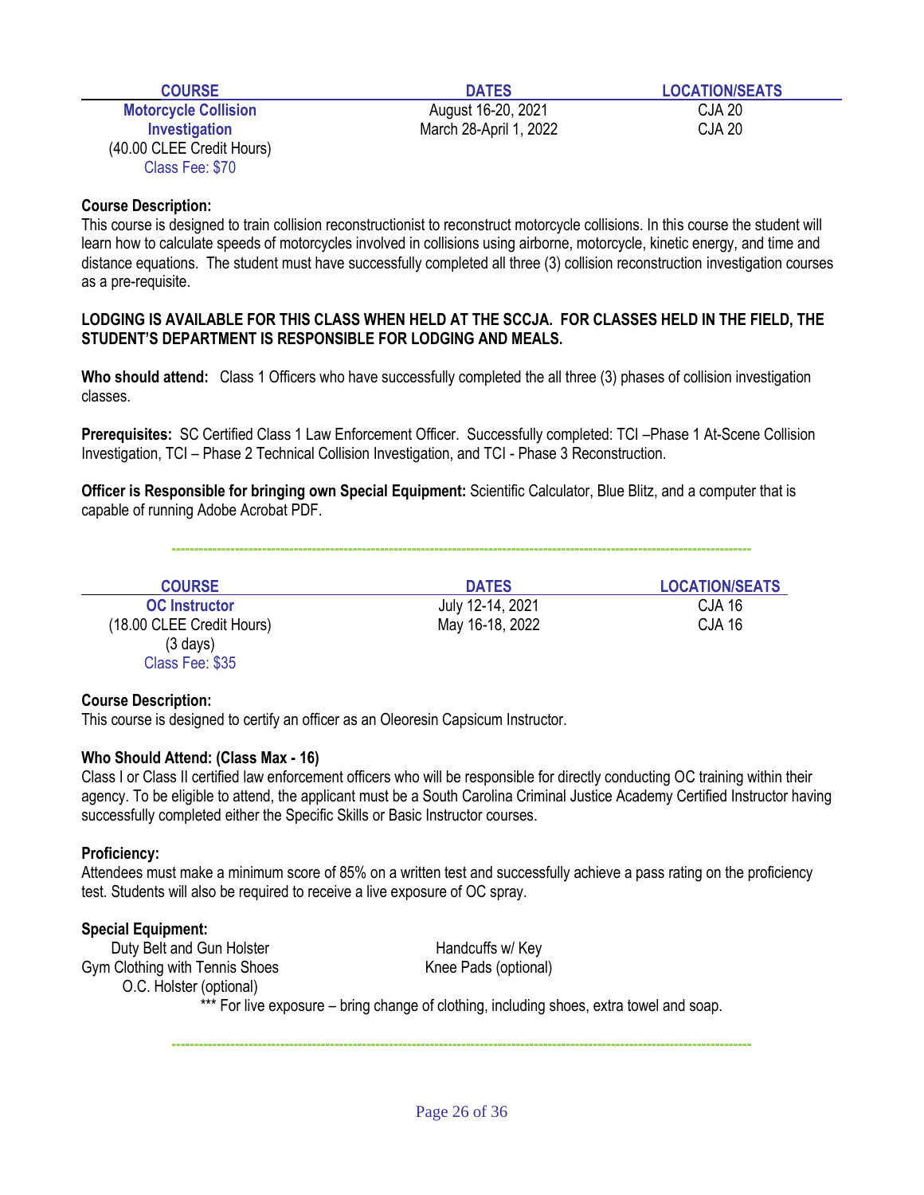| COURSE | DATES | LOCATION/SEATS |
|---|---|---|
| **Motorcycle Collision Investigation** (40.00 CLEE Credit Hours) Class Fee: $70 | August 16-20, 2021 | CJA 20 |
| | March 28-April 1, 2022 | CJA 20 |

**Course Description:**
This course is designed to train collision reconstructionist to reconstruct motorcycle collisions. In this course the student will learn how to calculate speeds of motorcycles involved in collisions using airborne, motorcycle, kinetic energy, and time and distance equations. The student must have successfully completed all three (3) collision reconstruction investigation courses as a pre-requisite.

**LODGING IS AVAILABLE FOR THIS CLASS WHEN HELD AT THE SCCJA. FOR CLASSES HELD IN THE FIELD, THE STUDENT'S DEPARTMENT IS RESPONSIBLE FOR LODGING AND MEALS.**

**Who should attend:** Class 1 Officers who have successfully completed the all three (3) phases of collision investigation classes.

**Prerequisites:** SC Certified Class 1 Law Enforcement Officer. Successfully completed: TCI –Phase 1 At-Scene Collision Investigation, TCI – Phase 2 Technical Collision Investigation, and TCI - Phase 3 Reconstruction.

**Officer is Responsible for bringing own Special Equipment:** Scientific Calculator, Blue Blitz, and a computer that is capable of running Adobe Acrobat PDF.

---

| COURSE | DATES | LOCATION/SEATS |
|---|---|---|
| **OC Instructor** (18.00 CLEE Credit Hours) (3 days) Class Fee: $35 | July 12-14, 2021 | CJA 16 |
| | May 16-18, 2022 | CJA 16 |

**Course Description:**
This course is designed to certify an officer as an Oleoresin Capsicum Instructor.

**Who Should Attend: (Class Max - 16)**
Class I or Class II certified law enforcement officers who will be responsible for directly conducting OC training within their agency. To be eligible to attend, the applicant must be a South Carolina Criminal Justice Academy Certified Instructor having successfully completed either the Specific Skills or Basic Instructor courses.

**Proficiency:**
Attendees must make a minimum score of 85% on a written test and successfully achieve a pass rating on the proficiency test. Students will also be required to receive a live exposure of OC spray.

**Special Equipment:**

- Duty Belt and Gun Holster
- Handcuffs w/ Key
- Gym Clothing with Tennis Shoes
- Knee Pads (optional)
- O.C. Holster (optional)

*** For live exposure – bring change of clothing, including shoes, extra towel and soap.

---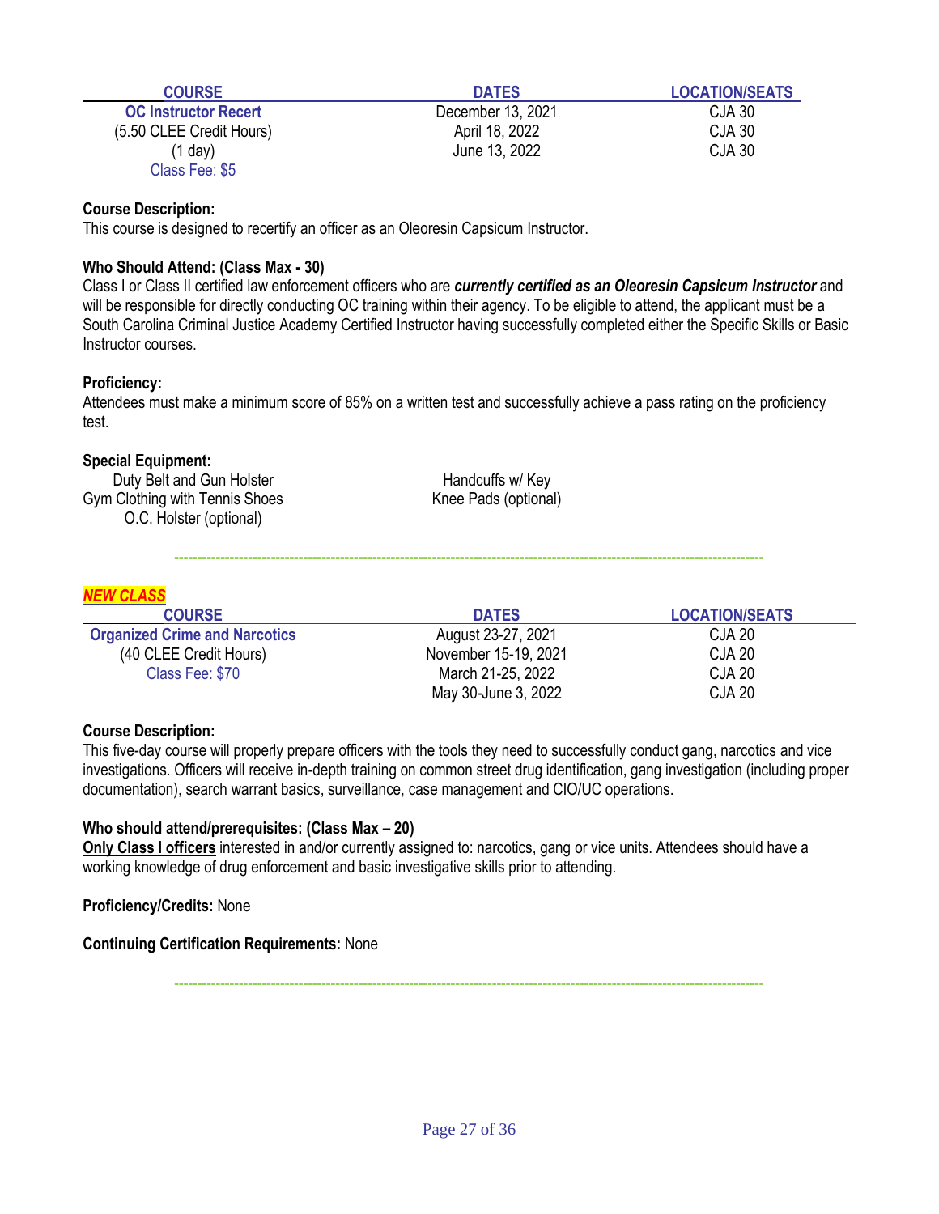| COURSE | DATES | LOCATION/SEATS |
|---|---|---|
| **OC Instructor Recert** | December 13, 2021 | CJA 30 |
| (5.50 CLEE Credit Hours) | April 18, 2022 | CJA 30 |
| (1 day) | June 13, 2022 | CJA 30 |
| Class Fee: $5 | | |

**Course Description:**
This course is designed to recertify an officer as an Oleoresin Capsicum Instructor.

**Who Should Attend: (Class Max - 30)**
Class I or Class II certified law enforcement officers who are ***currently certified as an Oleoresin Capsicum Instructor*** and will be responsible for directly conducting OC training within their agency. To be eligible to attend, the applicant must be a South Carolina Criminal Justice Academy Certified Instructor having successfully completed either the Specific Skills or Basic Instructor courses.

**Proficiency:**
Attendees must make a minimum score of 85% on a written test and successfully achieve a pass rating on the proficiency test.

**Special Equipment:**

- Duty Belt and Gun Holster
- Gym Clothing with Tennis Shoes
- O.C. Holster (optional)
- Handcuffs w/ Key
- Knee Pads (optional)

---

***NEW CLASS***

| COURSE | DATES | LOCATION/SEATS |
|---|---|---|
| **Organized Crime and Narcotics** | August 23-27, 2021 | CJA 20 |
| (40 CLEE Credit Hours) | November 15-19, 2021 | CJA 20 |
| Class Fee: $70 | March 21-25, 2022 | CJA 20 |
| | May 30-June 3, 2022 | CJA 20 |

**Course Description:**
This five-day course will properly prepare officers with the tools they need to successfully conduct gang, narcotics and vice investigations. Officers will receive in-depth training on common street drug identification, gang investigation (including proper documentation), search warrant basics, surveillance, case management and CIO/UC operations.

**Who should attend/prerequisites: (Class Max – 20)**
**Only Class I officers** interested in and/or currently assigned to: narcotics, gang or vice units. Attendees should have a working knowledge of drug enforcement and basic investigative skills prior to attending.

**Proficiency/Credits:** None

**Continuing Certification Requirements:** None

---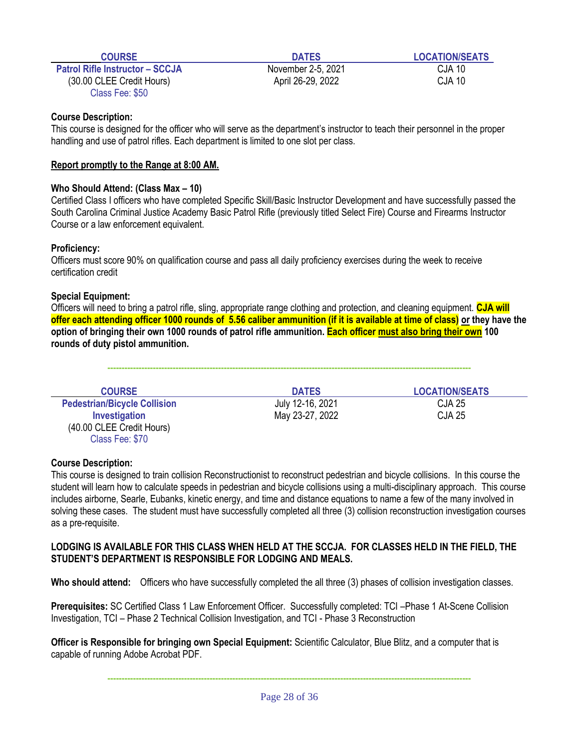| COURSE | DATES | LOCATION/SEATS |
|---|---|---|
| **Patrol Rifle Instructor – SCCJA** (30.00 CLEE Credit Hours) Class Fee: $50 | November 2-5, 2021 | CJA 10 |
| | April 26-29, 2022 | CJA 10 |

**Course Description:**
This course is designed for the officer who will serve as the department's instructor to teach their personnel in the proper handling and use of patrol rifles. Each department is limited to one slot per class.

**Report promptly to the Range at 8:00 AM.**

**Who Should Attend: (Class Max – 10)**
Certified Class I officers who have completed Specific Skill/Basic Instructor Development and have successfully passed the South Carolina Criminal Justice Academy Basic Patrol Rifle (previously titled Select Fire) Course and Firearms Instructor Course or a law enforcement equivalent.

**Proficiency:**
Officers must score 90% on qualification course and pass all daily proficiency exercises during the week to receive certification credit

**Special Equipment:**
Officers will need to bring a patrol rifle, sling, appropriate range clothing and protection, and cleaning equipment. **CJA will offer each attending officer 1000 rounds of 5.56 caliber ammunition (if it is available at time of class) or they have the option of bringing their own 1000 rounds of patrol rifle ammunition. Each officer must also bring their own 100 rounds of duty pistol ammunition.**

---

| COURSE | DATES | LOCATION/SEATS |
|---|---|---|
| **Pedestrian/Bicycle Collision Investigation** (40.00 CLEE Credit Hours) Class Fee: $70 | July 12-16, 2021 | CJA 25 |
| | May 23-27, 2022 | CJA 25 |

**Course Description:**
This course is designed to train collision Reconstructionist to reconstruct pedestrian and bicycle collisions. In this course the student will learn how to calculate speeds in pedestrian and bicycle collisions using a multi-disciplinary approach. This course includes airborne, Searle, Eubanks, kinetic energy, and time and distance equations to name a few of the many involved in solving these cases. The student must have successfully completed all three (3) collision reconstruction investigation courses as a pre-requisite.

**LODGING IS AVAILABLE FOR THIS CLASS WHEN HELD AT THE SCCJA. FOR CLASSES HELD IN THE FIELD, THE STUDENT'S DEPARTMENT IS RESPONSIBLE FOR LODGING AND MEALS.**

**Who should attend:** Officers who have successfully completed the all three (3) phases of collision investigation classes.

**Prerequisites:** SC Certified Class 1 Law Enforcement Officer. Successfully completed: TCI –Phase 1 At-Scene Collision Investigation, TCI – Phase 2 Technical Collision Investigation, and TCI - Phase 3 Reconstruction

**Officer is Responsible for bringing own Special Equipment:** Scientific Calculator, Blue Blitz, and a computer that is capable of running Adobe Acrobat PDF.

---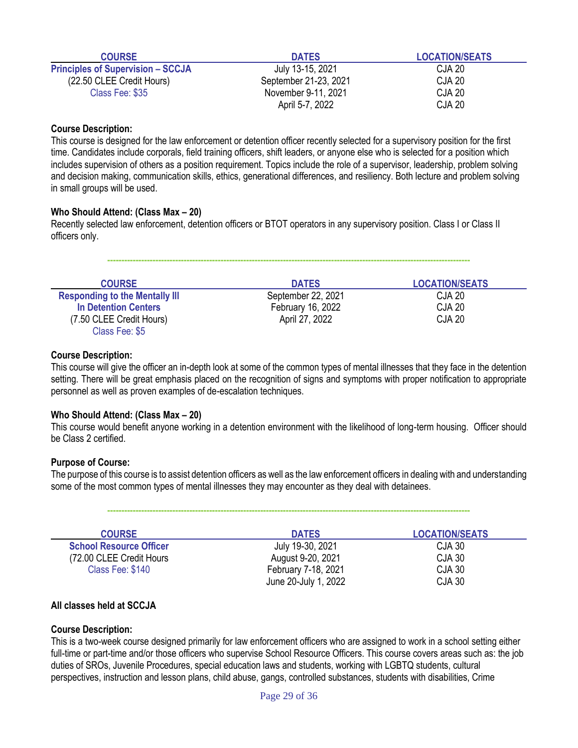| COURSE | DATES | LOCATION/SEATS |
|---|---|---|
| **Principles of Supervision – SCCJA** | July 13-15, 2021 | CJA 20 |
| (22.50 CLEE Credit Hours) | September 21-23, 2021 | CJA 20 |
| Class Fee: $35 | November 9-11, 2021 | CJA 20 |
| | April 5-7, 2022 | CJA 20 |

**Course Description:**
This course is designed for the law enforcement or detention officer recently selected for a supervisory position for the first time. Candidates include corporals, field training officers, shift leaders, or anyone else who is selected for a position which includes supervision of others as a position requirement. Topics include the role of a supervisor, leadership, problem solving and decision making, communication skills, ethics, generational differences, and resiliency. Both lecture and problem solving in small groups will be used.

**Who Should Attend: (Class Max – 20)**
Recently selected law enforcement, detention officers or BTOT operators in any supervisory position. Class I or Class II officers only.

---

| COURSE | DATES | LOCATION/SEATS |
|---|---|---|
| **Responding to the Mentally Ill In Detention Centers** | September 22, 2021 | CJA 20 |
| (7.50 CLEE Credit Hours) | February 16, 2022 | CJA 20 |
| Class Fee: $5 | April 27, 2022 | CJA 20 |

**Course Description:**
This course will give the officer an in-depth look at some of the common types of mental illnesses that they face in the detention setting. There will be great emphasis placed on the recognition of signs and symptoms with proper notification to appropriate personnel as well as proven examples of de-escalation techniques.

**Who Should Attend: (Class Max – 20)**
This course would benefit anyone working in a detention environment with the likelihood of long-term housing. Officer should be Class 2 certified.

**Purpose of Course:**
The purpose of this course is to assist detention officers as well as the law enforcement officers in dealing with and understanding some of the most common types of mental illnesses they may encounter as they deal with detainees.

---

| COURSE | DATES | LOCATION/SEATS |
|---|---|---|
| **School Resource Officer** | July 19-30, 2021 | CJA 30 |
| (72.00 CLEE Credit Hours | August 9-20, 2021 | CJA 30 |
| Class Fee: $140 | February 7-18, 2021 | CJA 30 |
| | June 20-July 1, 2022 | CJA 30 |

**All classes held at SCCJA**

**Course Description:**
This is a two-week course designed primarily for law enforcement officers who are assigned to work in a school setting either full-time or part-time and/or those officers who supervise School Resource Officers. This course covers areas such as: the job duties of SROs, Juvenile Procedures, special education laws and students, working with LGBTQ students, cultural perspectives, instruction and lesson plans, child abuse, gangs, controlled substances, students with disabilities, Crime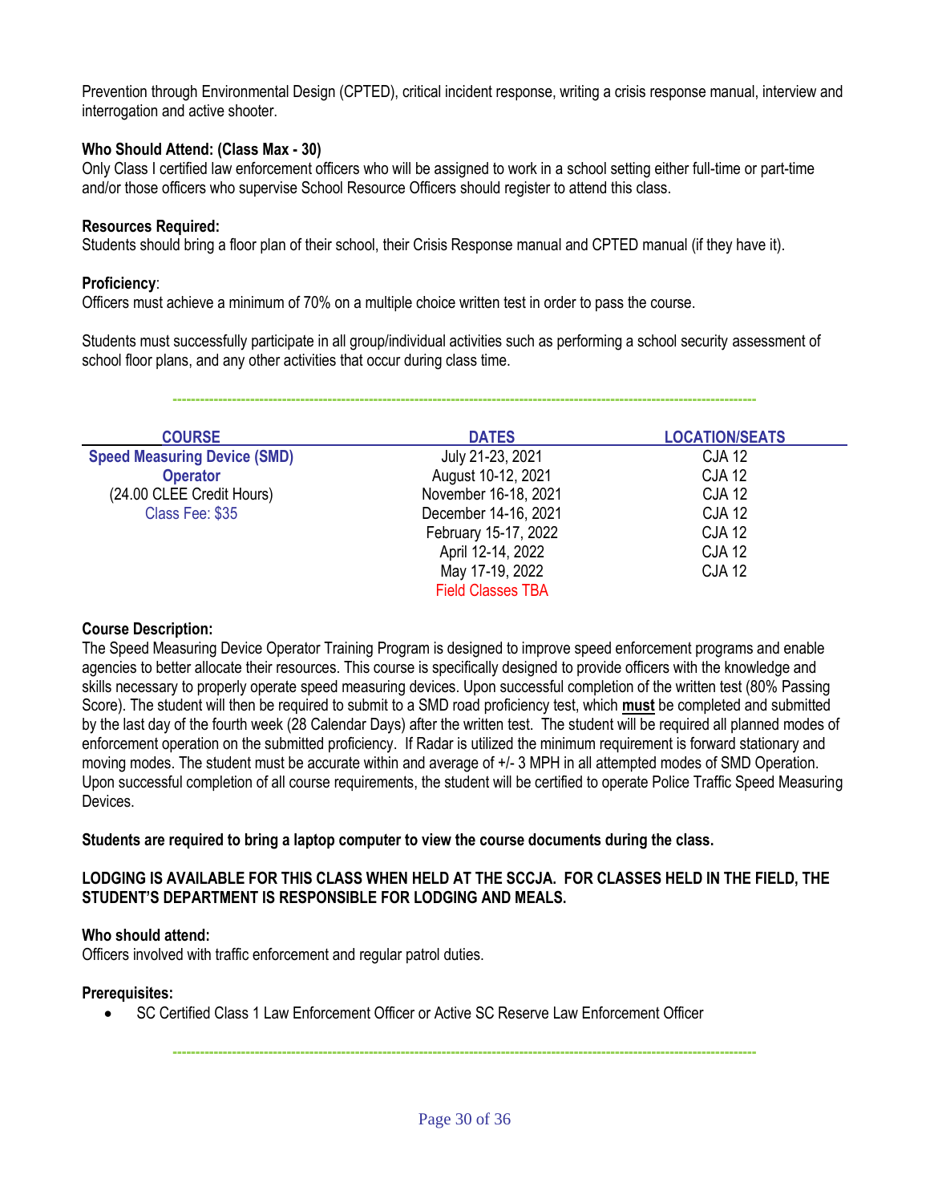Prevention through Environmental Design (CPTED), critical incident response, writing a crisis response manual, interview and interrogation and active shooter.

**Who Should Attend: (Class Max - 30)**
Only Class I certified law enforcement officers who will be assigned to work in a school setting either full-time or part-time and/or those officers who supervise School Resource Officers should register to attend this class.

**Resources Required:**
Students should bring a floor plan of their school, their Crisis Response manual and CPTED manual (if they have it).

**Proficiency**:
Officers must achieve a minimum of 70% on a multiple choice written test in order to pass the course.

Students must successfully participate in all group/individual activities such as performing a school security assessment of school floor plans, and any other activities that occur during class time.

---

| COURSE | DATES | LOCATION/SEATS |
|---|---|---|
| **Speed Measuring Device (SMD) Operator** | July 21-23, 2021 | CJA 12 |
| (24.00 CLEE Credit Hours) | August 10-12, 2021 | CJA 12 |
| Class Fee: $35 | November 16-18, 2021 | CJA 12 |
| | December 14-16, 2021 | CJA 12 |
| | February 15-17, 2022 | CJA 12 |
| | April 12-14, 2022 | CJA 12 |
| | May 17-19, 2022 | CJA 12 |
| | Field Classes TBA | |

**Course Description:**
The Speed Measuring Device Operator Training Program is designed to improve speed enforcement programs and enable agencies to better allocate their resources. This course is specifically designed to provide officers with the knowledge and skills necessary to properly operate speed measuring devices. Upon successful completion of the written test (80% Passing Score). The student will then be required to submit to a SMD road proficiency test, which **must** be completed and submitted by the last day of the fourth week (28 Calendar Days) after the written test. The student will be required all planned modes of enforcement operation on the submitted proficiency. If Radar is utilized the minimum requirement is forward stationary and moving modes. The student must be accurate within and average of +/- 3 MPH in all attempted modes of SMD Operation. Upon successful completion of all course requirements, the student will be certified to operate Police Traffic Speed Measuring Devices.

**Students are required to bring a laptop computer to view the course documents during the class.**

**LODGING IS AVAILABLE FOR THIS CLASS WHEN HELD AT THE SCCJA. FOR CLASSES HELD IN THE FIELD, THE STUDENT'S DEPARTMENT IS RESPONSIBLE FOR LODGING AND MEALS.**

**Who should attend:**
Officers involved with traffic enforcement and regular patrol duties.

**Prerequisites:**

- SC Certified Class 1 Law Enforcement Officer or Active SC Reserve Law Enforcement Officer

---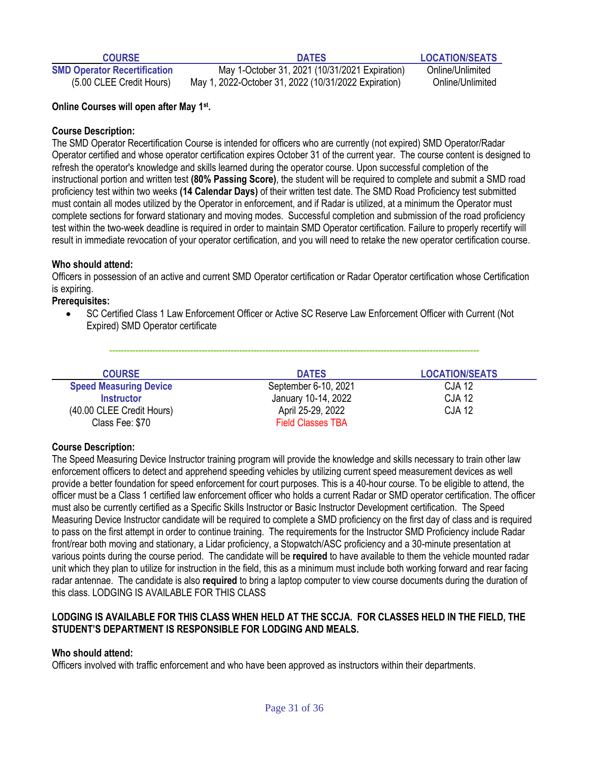| COURSE | DATES | LOCATION/SEATS |
|---|---|---|
| **SMD Operator Recertification** | May 1-October 31, 2021 (10/31/2021 Expiration) | Online/Unlimited |
| (5.00 CLEE Credit Hours) | May 1, 2022-October 31, 2022 (10/31/2022 Expiration) | Online/Unlimited |

**Online Courses will open after May 1st.**

**Course Description:**
The SMD Operator Recertification Course is intended for officers who are currently (not expired) SMD Operator/Radar Operator certified and whose operator certification expires October 31 of the current year. The course content is designed to refresh the operator's knowledge and skills learned during the operator course. Upon successful completion of the instructional portion and written test **(80% Passing Score)**, the student will be required to complete and submit a SMD road proficiency test within two weeks **(14 Calendar Days)** of their written test date. The SMD Road Proficiency test submitted must contain all modes utilized by the Operator in enforcement, and if Radar is utilized, at a minimum the Operator must complete sections for forward stationary and moving modes. Successful completion and submission of the road proficiency test within the two-week deadline is required in order to maintain SMD Operator certification. Failure to properly recertify will result in immediate revocation of your operator certification, and you will need to retake the new operator certification course.

**Who should attend:**
Officers in possession of an active and current SMD Operator certification or Radar Operator certification whose Certification is expiring.

**Prerequisites:**

- SC Certified Class 1 Law Enforcement Officer or Active SC Reserve Law Enforcement Officer with Current (Not Expired) SMD Operator certificate

---

| COURSE | DATES | LOCATION/SEATS |
|---|---|---|
| **Speed Measuring Device Instructor** | September 6-10, 2021 | CJA 12 |
| (40.00 CLEE Credit Hours) | January 10-14, 2022 | CJA 12 |
| Class Fee: $70 | April 25-29, 2022 | CJA 12 |
| | Field Classes TBA | |

**Course Description:**
The Speed Measuring Device Instructor training program will provide the knowledge and skills necessary to train other law enforcement officers to detect and apprehend speeding vehicles by utilizing current speed measurement devices as well provide a better foundation for speed enforcement for court purposes. This is a 40-hour course. To be eligible to attend, the officer must be a Class 1 certified law enforcement officer who holds a current Radar or SMD operator certification. The officer must also be currently certified as a Specific Skills Instructor or Basic Instructor Development certification. The Speed Measuring Device Instructor candidate will be required to complete a SMD proficiency on the first day of class and is required to pass on the first attempt in order to continue training. The requirements for the Instructor SMD Proficiency include Radar front/rear both moving and stationary, a Lidar proficiency, a Stopwatch/ASC proficiency and a 30-minute presentation at various points during the course period. The candidate will be **required** to have available to them the vehicle mounted radar unit which they plan to utilize for instruction in the field, this as a minimum must include both working forward and rear facing radar antennae. The candidate is also **required** to bring a laptop computer to view course documents during the duration of this class. LODGING IS AVAILABLE FOR THIS CLASS

**LODGING IS AVAILABLE FOR THIS CLASS WHEN HELD AT THE SCCJA. FOR CLASSES HELD IN THE FIELD, THE STUDENT'S DEPARTMENT IS RESPONSIBLE FOR LODGING AND MEALS.**

**Who should attend:**
Officers involved with traffic enforcement and who have been approved as instructors within their departments.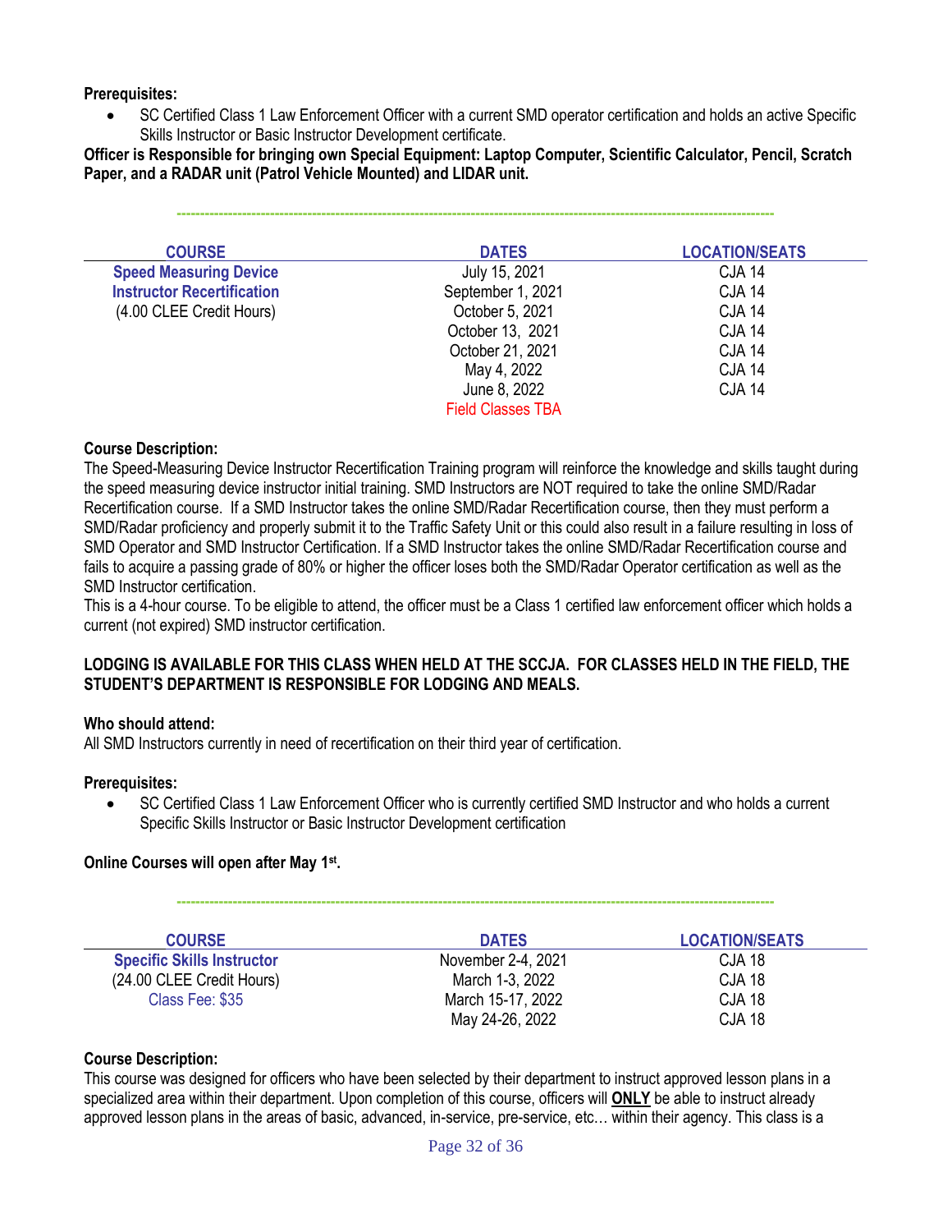**Prerequisites:**

- SC Certified Class 1 Law Enforcement Officer with a current SMD operator certification and holds an active Specific Skills Instructor or Basic Instructor Development certificate.

**Officer is Responsible for bringing own Special Equipment: Laptop Computer, Scientific Calculator, Pencil, Scratch Paper, and a RADAR unit (Patrol Vehicle Mounted) and LIDAR unit.**

---

| COURSE | DATES | LOCATION/SEATS |
|---|---|---|
| **Speed Measuring Device Instructor Recertification** | July 15, 2021 | CJA 14 |
| (4.00 CLEE Credit Hours) | September 1, 2021 | CJA 14 |
| | October 5, 2021 | CJA 14 |
| | October 13, 2021 | CJA 14 |
| | October 21, 2021 | CJA 14 |
| | May 4, 2022 | CJA 14 |
| | June 8, 2022 | CJA 14 |
| | Field Classes TBA | |

**Course Description:**

The Speed-Measuring Device Instructor Recertification Training program will reinforce the knowledge and skills taught during the speed measuring device instructor initial training. SMD Instructors are NOT required to take the online SMD/Radar Recertification course. If a SMD Instructor takes the online SMD/Radar Recertification course, then they must perform a SMD/Radar proficiency and properly submit it to the Traffic Safety Unit or this could also result in a failure resulting in loss of SMD Operator and SMD Instructor Certification. If a SMD Instructor takes the online SMD/Radar Recertification course and fails to acquire a passing grade of 80% or higher the officer loses both the SMD/Radar Operator certification as well as the SMD Instructor certification.

This is a 4-hour course. To be eligible to attend, the officer must be a Class 1 certified law enforcement officer which holds a current (not expired) SMD instructor certification.

**LODGING IS AVAILABLE FOR THIS CLASS WHEN HELD AT THE SCCJA. FOR CLASSES HELD IN THE FIELD, THE STUDENT'S DEPARTMENT IS RESPONSIBLE FOR LODGING AND MEALS.**

**Who should attend:**

All SMD Instructors currently in need of recertification on their third year of certification.

**Prerequisites:**

- SC Certified Class 1 Law Enforcement Officer who is currently certified SMD Instructor and who holds a current Specific Skills Instructor or Basic Instructor Development certification

**Online Courses will open after May 1st.**

---

| COURSE | DATES | LOCATION/SEATS |
|---|---|---|
| **Specific Skills Instructor** | November 2-4, 2021 | CJA 18 |
| (24.00 CLEE Credit Hours) | March 1-3, 2022 | CJA 18 |
| Class Fee: $35 | March 15-17, 2022 | CJA 18 |
| | May 24-26, 2022 | CJA 18 |

**Course Description:**

This course was designed for officers who have been selected by their department to instruct approved lesson plans in a specialized area within their department. Upon completion of this course, officers will **ONLY** be able to instruct already approved lesson plans in the areas of basic, advanced, in-service, pre-service, etc… within their agency. This class is a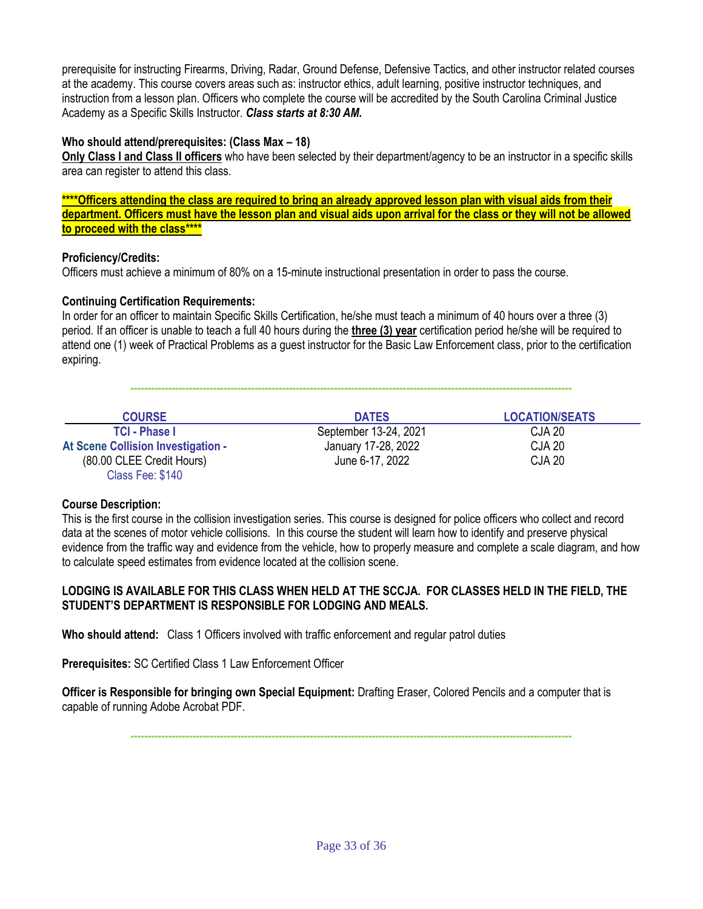prerequisite for instructing Firearms, Driving, Radar, Ground Defense, Defensive Tactics, and other instructor related courses at the academy. This course covers areas such as: instructor ethics, adult learning, positive instructor techniques, and instruction from a lesson plan. Officers who complete the course will be accredited by the South Carolina Criminal Justice Academy as a Specific Skills Instructor. ***Class starts at 8:30 AM.***

**Who should attend/prerequisites: (Class Max – 18)**

**Only Class I and Class II officers** who have been selected by their department/agency to be an instructor in a specific skills area can register to attend this class.

**\*\*\*\*Officers attending the class are required to bring an already approved lesson plan with visual aids from their department. Officers must have the lesson plan and visual aids upon arrival for the class or they will not be allowed to proceed with the class\*\*\*\***

**Proficiency/Credits:**

Officers must achieve a minimum of 80% on a 15-minute instructional presentation in order to pass the course.

**Continuing Certification Requirements:**

In order for an officer to maintain Specific Skills Certification, he/she must teach a minimum of 40 hours over a three (3) period. If an officer is unable to teach a full 40 hours during the **three (3) year** certification period he/she will be required to attend one (1) week of Practical Problems as a guest instructor for the Basic Law Enforcement class, prior to the certification expiring.

---

| COURSE | DATES | LOCATION/SEATS |
|---|---|---|
| **TCI - Phase I** | September 13-24, 2021 | CJA 20 |
| **At Scene Collision Investigation -** | January 17-28, 2022 | CJA 20 |
| (80.00 CLEE Credit Hours) | June 6-17, 2022 | CJA 20 |
| Class Fee: $140 | | |

**Course Description:**

This is the first course in the collision investigation series. This course is designed for police officers who collect and record data at the scenes of motor vehicle collisions. In this course the student will learn how to identify and preserve physical evidence from the traffic way and evidence from the vehicle, how to properly measure and complete a scale diagram, and how to calculate speed estimates from evidence located at the collision scene.

**LODGING IS AVAILABLE FOR THIS CLASS WHEN HELD AT THE SCCJA. FOR CLASSES HELD IN THE FIELD, THE STUDENT'S DEPARTMENT IS RESPONSIBLE FOR LODGING AND MEALS.**

**Who should attend:** Class 1 Officers involved with traffic enforcement and regular patrol duties

**Prerequisites:** SC Certified Class 1 Law Enforcement Officer

**Officer is Responsible for bringing own Special Equipment:** Drafting Eraser, Colored Pencils and a computer that is capable of running Adobe Acrobat PDF.

---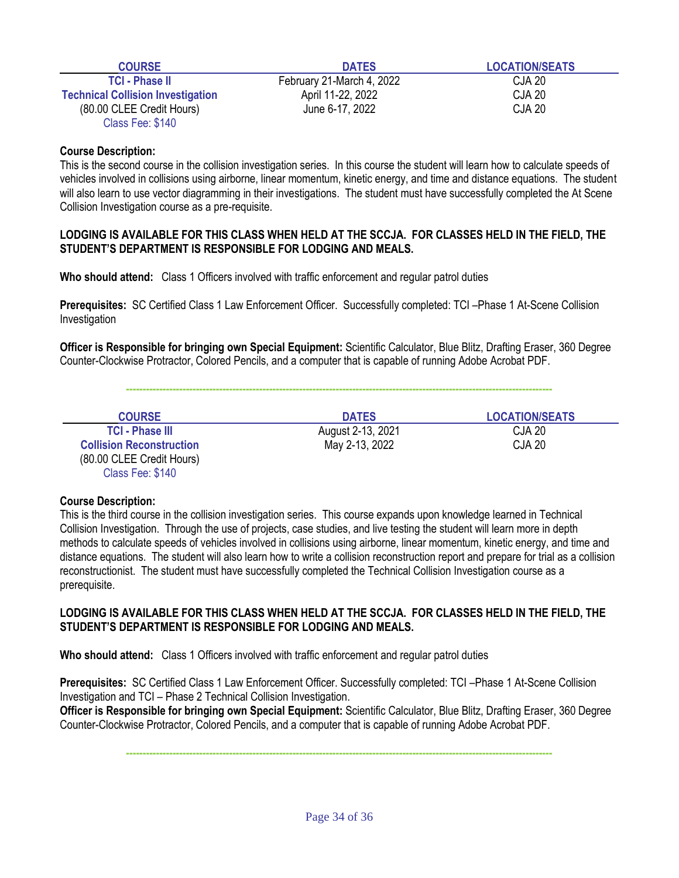| COURSE | DATES | LOCATION/SEATS |
|---|---|---|
| **TCI - Phase II** | February 21-March 4, 2022 | CJA 20 |
| **Technical Collision Investigation** | April 11-22, 2022 | CJA 20 |
| (80.00 CLEE Credit Hours) | June 6-17, 2022 | CJA 20 |
| Class Fee: $140 | | |

**Course Description:**
This is the second course in the collision investigation series. In this course the student will learn how to calculate speeds of vehicles involved in collisions using airborne, linear momentum, kinetic energy, and time and distance equations. The student will also learn to use vector diagramming in their investigations. The student must have successfully completed the At Scene Collision Investigation course as a pre-requisite.

**LODGING IS AVAILABLE FOR THIS CLASS WHEN HELD AT THE SCCJA. FOR CLASSES HELD IN THE FIELD, THE STUDENT'S DEPARTMENT IS RESPONSIBLE FOR LODGING AND MEALS.**

**Who should attend:** Class 1 Officers involved with traffic enforcement and regular patrol duties

**Prerequisites:** SC Certified Class 1 Law Enforcement Officer. Successfully completed: TCI –Phase 1 At-Scene Collision Investigation

**Officer is Responsible for bringing own Special Equipment:** Scientific Calculator, Blue Blitz, Drafting Eraser, 360 Degree Counter-Clockwise Protractor, Colored Pencils, and a computer that is capable of running Adobe Acrobat PDF.

---

| COURSE | DATES | LOCATION/SEATS |
|---|---|---|
| **TCI - Phase III** | August 2-13, 2021 | CJA 20 |
| **Collision Reconstruction** | May 2-13, 2022 | CJA 20 |
| (80.00 CLEE Credit Hours) | | |
| Class Fee: $140 | | |

**Course Description:**
This is the third course in the collision investigation series. This course expands upon knowledge learned in Technical Collision Investigation. Through the use of projects, case studies, and live testing the student will learn more in depth methods to calculate speeds of vehicles involved in collisions using airborne, linear momentum, kinetic energy, and time and distance equations. The student will also learn how to write a collision reconstruction report and prepare for trial as a collision reconstructionist. The student must have successfully completed the Technical Collision Investigation course as a prerequisite.

**LODGING IS AVAILABLE FOR THIS CLASS WHEN HELD AT THE SCCJA. FOR CLASSES HELD IN THE FIELD, THE STUDENT'S DEPARTMENT IS RESPONSIBLE FOR LODGING AND MEALS.**

**Who should attend:** Class 1 Officers involved with traffic enforcement and regular patrol duties

**Prerequisites:** SC Certified Class 1 Law Enforcement Officer. Successfully completed: TCI –Phase 1 At-Scene Collision Investigation and TCI – Phase 2 Technical Collision Investigation.
**Officer is Responsible for bringing own Special Equipment:** Scientific Calculator, Blue Blitz, Drafting Eraser, 360 Degree Counter-Clockwise Protractor, Colored Pencils, and a computer that is capable of running Adobe Acrobat PDF.

---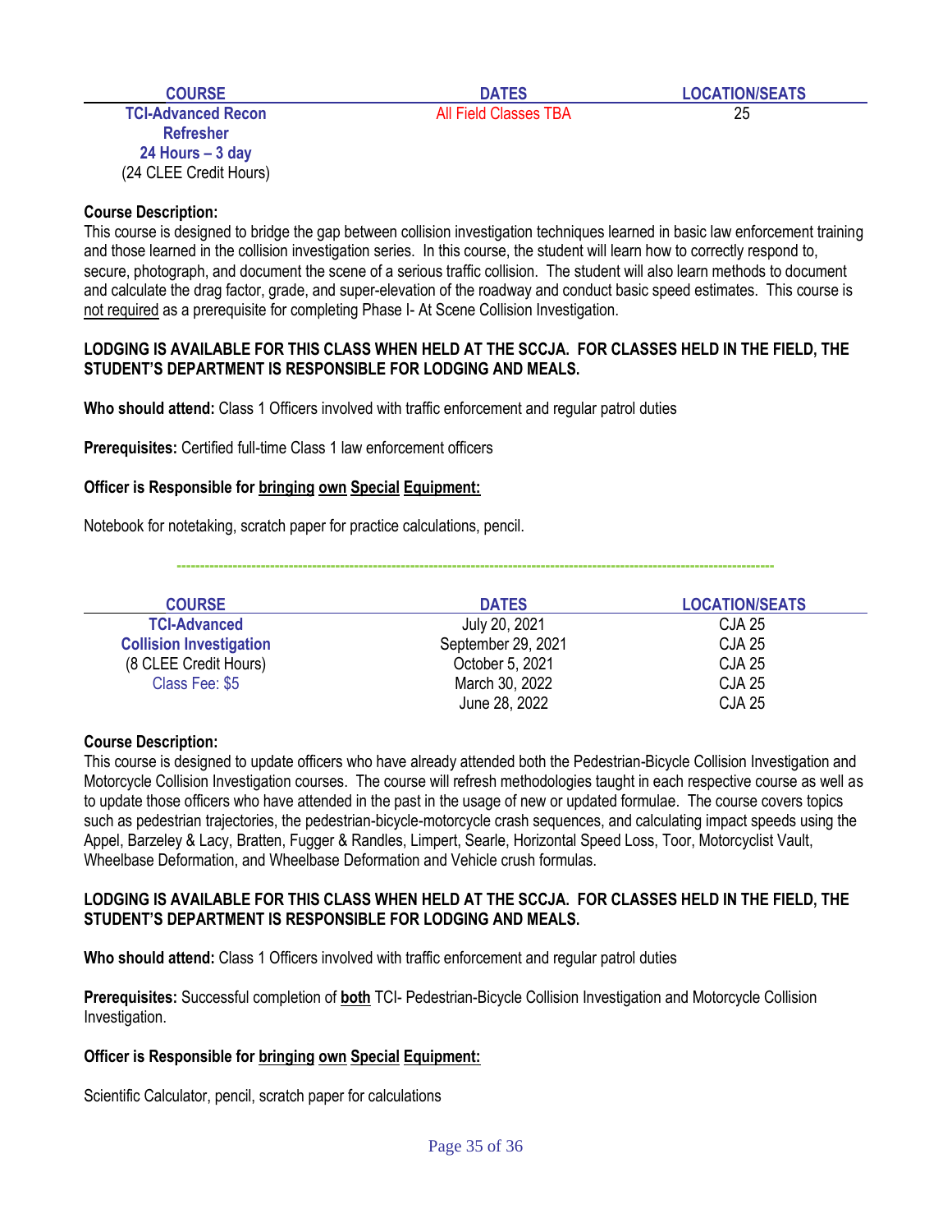| COURSE | DATES | LOCATION/SEATS |
|---|---|---|
| **TCI-Advanced Recon Refresher**<br>**24 Hours – 3 day**<br>(24 CLEE Credit Hours) | All Field Classes TBA | 25 |

**Course Description:**
This course is designed to bridge the gap between collision investigation techniques learned in basic law enforcement training and those learned in the collision investigation series. In this course, the student will learn how to correctly respond to, secure, photograph, and document the scene of a serious traffic collision. The student will also learn methods to document and calculate the drag factor, grade, and super-elevation of the roadway and conduct basic speed estimates. This course is not required as a prerequisite for completing Phase I- At Scene Collision Investigation.

**LODGING IS AVAILABLE FOR THIS CLASS WHEN HELD AT THE SCCJA. FOR CLASSES HELD IN THE FIELD, THE STUDENT'S DEPARTMENT IS RESPONSIBLE FOR LODGING AND MEALS.**

**Who should attend:** Class 1 Officers involved with traffic enforcement and regular patrol duties

**Prerequisites:** Certified full-time Class 1 law enforcement officers

**Officer is Responsible for bringing own Special Equipment:**

Notebook for notetaking, scratch paper for practice calculations, pencil.

---

| COURSE | DATES | LOCATION/SEATS |
|---|---|---|
| **TCI-Advanced Collision Investigation** | July 20, 2021 | CJA 25 |
| (8 CLEE Credit Hours) | September 29, 2021 | CJA 25 |
| Class Fee: $5 | October 5, 2021 | CJA 25 |
| | March 30, 2022 | CJA 25 |
| | June 28, 2022 | CJA 25 |

**Course Description:**
This course is designed to update officers who have already attended both the Pedestrian-Bicycle Collision Investigation and Motorcycle Collision Investigation courses. The course will refresh methodologies taught in each respective course as well as to update those officers who have attended in the past in the usage of new or updated formulae. The course covers topics such as pedestrian trajectories, the pedestrian-bicycle-motorcycle crash sequences, and calculating impact speeds using the Appel, Barzeley & Lacy, Bratten, Fugger & Randles, Limpert, Searle, Horizontal Speed Loss, Toor, Motorcyclist Vault, Wheelbase Deformation, and Wheelbase Deformation and Vehicle crush formulas.

**LODGING IS AVAILABLE FOR THIS CLASS WHEN HELD AT THE SCCJA. FOR CLASSES HELD IN THE FIELD, THE STUDENT'S DEPARTMENT IS RESPONSIBLE FOR LODGING AND MEALS.**

**Who should attend:** Class 1 Officers involved with traffic enforcement and regular patrol duties

**Prerequisites:** Successful completion of **both** TCI- Pedestrian-Bicycle Collision Investigation and Motorcycle Collision Investigation.

**Officer is Responsible for bringing own Special Equipment:**

Scientific Calculator, pencil, scratch paper for calculations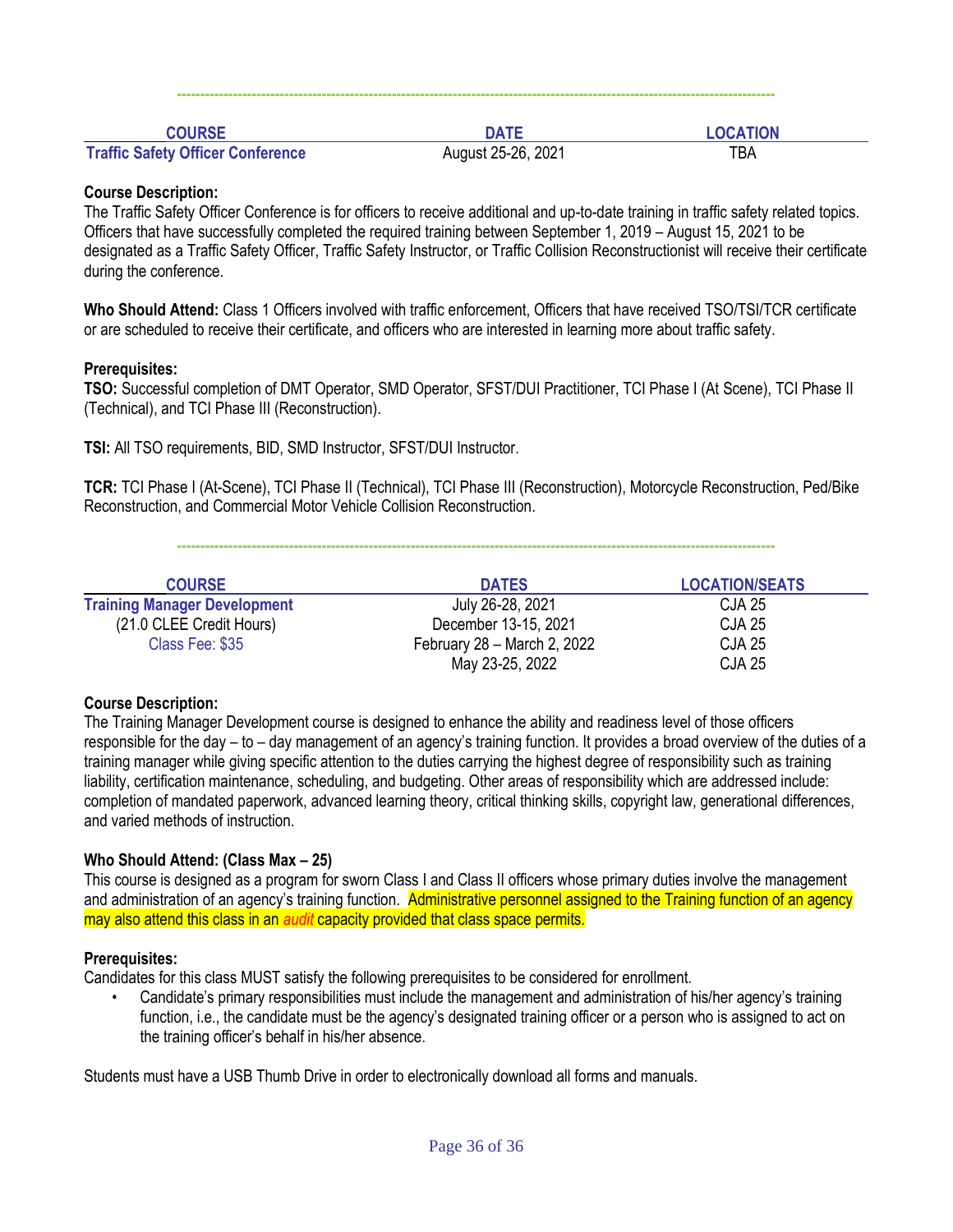---

| COURSE | DATE | LOCATION |
| --- | --- | --- |
| **Traffic Safety Officer Conference** | August 25-26, 2021 | TBA |

**Course Description:**
The Traffic Safety Officer Conference is for officers to receive additional and up-to-date training in traffic safety related topics. Officers that have successfully completed the required training between September 1, 2019 – August 15, 2021 to be designated as a Traffic Safety Officer, Traffic Safety Instructor, or Traffic Collision Reconstructionist will receive their certificate during the conference.

**Who Should Attend:** Class 1 Officers involved with traffic enforcement, Officers that have received TSO/TSI/TCR certificate or are scheduled to receive their certificate, and officers who are interested in learning more about traffic safety.

**Prerequisites:**
**TSO:** Successful completion of DMT Operator, SMD Operator, SFST/DUI Practitioner, TCI Phase I (At Scene), TCI Phase II (Technical), and TCI Phase III (Reconstruction).

**TSI:** All TSO requirements, BID, SMD Instructor, SFST/DUI Instructor.

**TCR:** TCI Phase I (At-Scene), TCI Phase II (Technical), TCI Phase III (Reconstruction), Motorcycle Reconstruction, Ped/Bike Reconstruction, and Commercial Motor Vehicle Collision Reconstruction.

---

| COURSE | DATES | LOCATION/SEATS |
| --- | --- | --- |
| **Training Manager Development** | July 26-28, 2021 | CJA 25 |
| (21.0 CLEE Credit Hours) | December 13-15, 2021 | CJA 25 |
| Class Fee: $35 | February 28 – March 2, 2022 | CJA 25 |
| | May 23-25, 2022 | CJA 25 |

**Course Description:**
The Training Manager Development course is designed to enhance the ability and readiness level of those officers responsible for the day – to – day management of an agency's training function. It provides a broad overview of the duties of a training manager while giving specific attention to the duties carrying the highest degree of responsibility such as training liability, certification maintenance, scheduling, and budgeting. Other areas of responsibility which are addressed include: completion of mandated paperwork, advanced learning theory, critical thinking skills, copyright law, generational differences, and varied methods of instruction.

**Who Should Attend: (Class Max – 25)**
This course is designed as a program for sworn Class I and Class II officers whose primary duties involve the management and administration of an agency's training function. Administrative personnel assigned to the Training function of an agency may also attend this class in an *audit* capacity provided that class space permits.

**Prerequisites:**
Candidates for this class MUST satisfy the following prerequisites to be considered for enrollment.

- Candidate's primary responsibilities must include the management and administration of his/her agency's training function, i.e., the candidate must be the agency's designated training officer or a person who is assigned to act on the training officer's behalf in his/her absence.

Students must have a USB Thumb Drive in order to electronically download all forms and manuals.